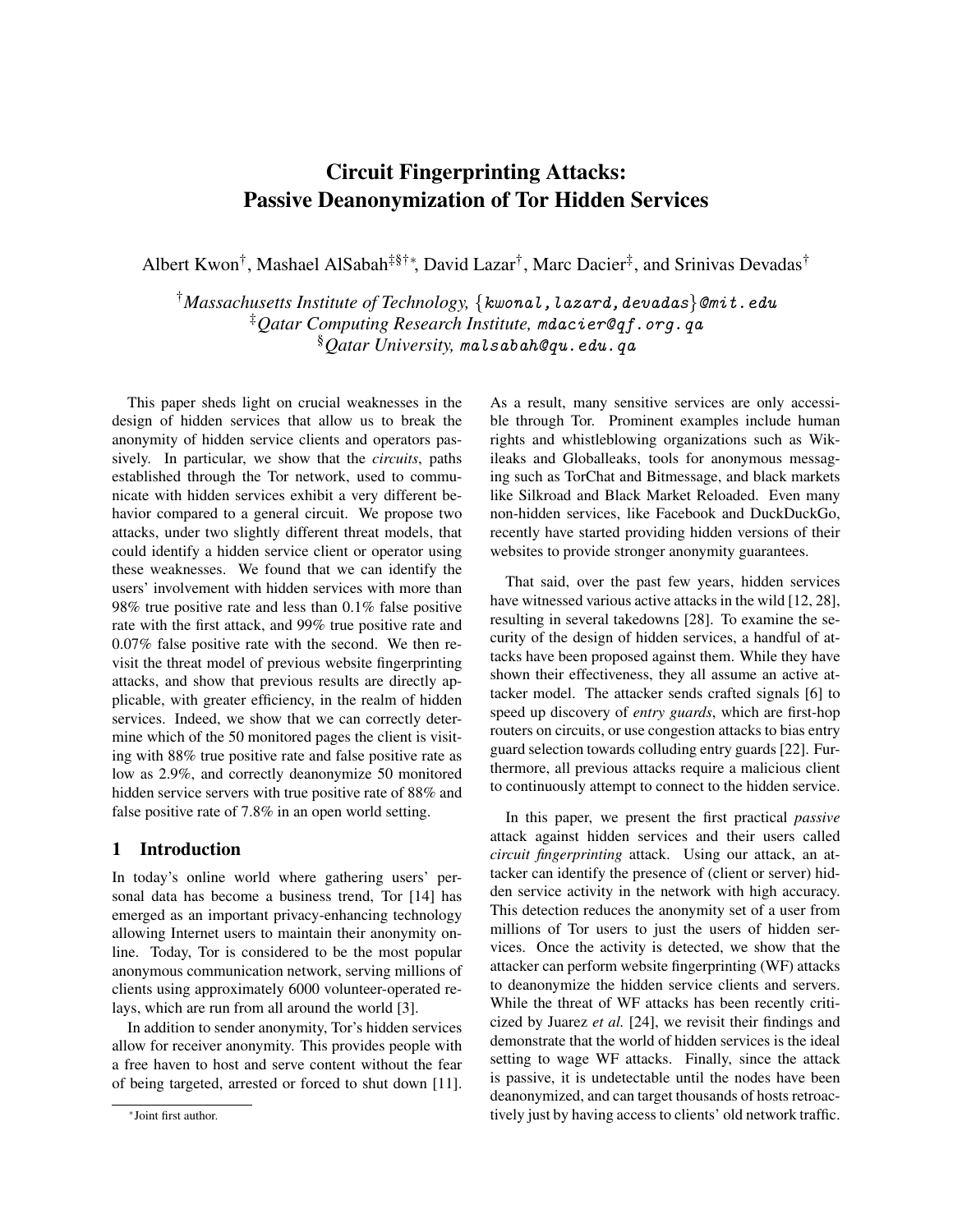# Circuit Fingerprinting Attacks: Passive Deanonymization of Tor Hidden Services

Albert Kwon[†], Mashael AlSabah[‡§†*], David Lazar[†], Marc Dacier[‡], and Srinivas Devadas[†]

[†]*Massachusetts Institute of Technology,* {kwonal, lazard, devadas}@mit.edu
[‡]*Qatar Computing Research Institute,* mdacier@qf.org.qa
[§]*Qatar University,* malsabah@qu.edu.qa

This paper sheds light on crucial weaknesses in the design of hidden services that allow us to break the anonymity of hidden service clients and operators passively. In particular, we show that the *circuits*, paths established through the Tor network, used to communicate with hidden services exhibit a very different behavior compared to a general circuit. We propose two attacks, under two slightly different threat models, that could identify a hidden service client or operator using these weaknesses. We found that we can identify the users' involvement with hidden services with more than 98% true positive rate and less than 0.1% false positive rate with the first attack, and 99% true positive rate and 0.07% false positive rate with the second. We then revisit the threat model of previous website fingerprinting attacks, and show that previous results are directly applicable, with greater efficiency, in the realm of hidden services. Indeed, we show that we can correctly determine which of the 50 monitored pages the client is visiting with 88% true positive rate and false positive rate as low as 2.9%, and correctly deanonymize 50 monitored hidden service servers with true positive rate of 88% and false positive rate of 7.8% in an open world setting.

## 1 Introduction

In today's online world where gathering users' personal data has become a business trend, Tor [14] has emerged as an important privacy-enhancing technology allowing Internet users to maintain their anonymity online. Today, Tor is considered to be the most popular anonymous communication network, serving millions of clients using approximately 6000 volunteer-operated relays, which are run from all around the world [3].

In addition to sender anonymity, Tor's hidden services allow for receiver anonymity. This provides people with a free haven to host and serve content without the fear of being targeted, arrested or forced to shut down [11]. As a result, many sensitive services are only accessible through Tor. Prominent examples include human rights and whistleblowing organizations such as Wikileaks and Globalleaks, tools for anonymous messaging such as TorChat and Bitmessage, and black markets like Silkroad and Black Market Reloaded. Even many non-hidden services, like Facebook and DuckDuckGo, recently have started providing hidden versions of their websites to provide stronger anonymity guarantees.

That said, over the past few years, hidden services have witnessed various active attacks in the wild [12, 28], resulting in several takedowns [28]. To examine the security of the design of hidden services, a handful of attacks have been proposed against them. While they have shown their effectiveness, they all assume an active attacker model. The attacker sends crafted signals [6] to speed up discovery of *entry guards*, which are first-hop routers on circuits, or use congestion attacks to bias entry guard selection towards colluding entry guards [22]. Furthermore, all previous attacks require a malicious client to continuously attempt to connect to the hidden service.

In this paper, we present the first practical *passive* attack against hidden services and their users called *circuit fingerprinting* attack. Using our attack, an attacker can identify the presence of (client or server) hidden service activity in the network with high accuracy. This detection reduces the anonymity set of a user from millions of Tor users to just the users of hidden services. Once the activity is detected, we show that the attacker can perform website fingerprinting (WF) attacks to deanonymize the hidden service clients and servers. While the threat of WF attacks has been recently criticized by Juarez *et al.* [24], we revisit their findings and demonstrate that the world of hidden services is the ideal setting to wage WF attacks. Finally, since the attack is passive, it is undetectable until the nodes have been deanonymized, and can target thousands of hosts retroactively just by having access to clients' old network traffic.

*Joint first author.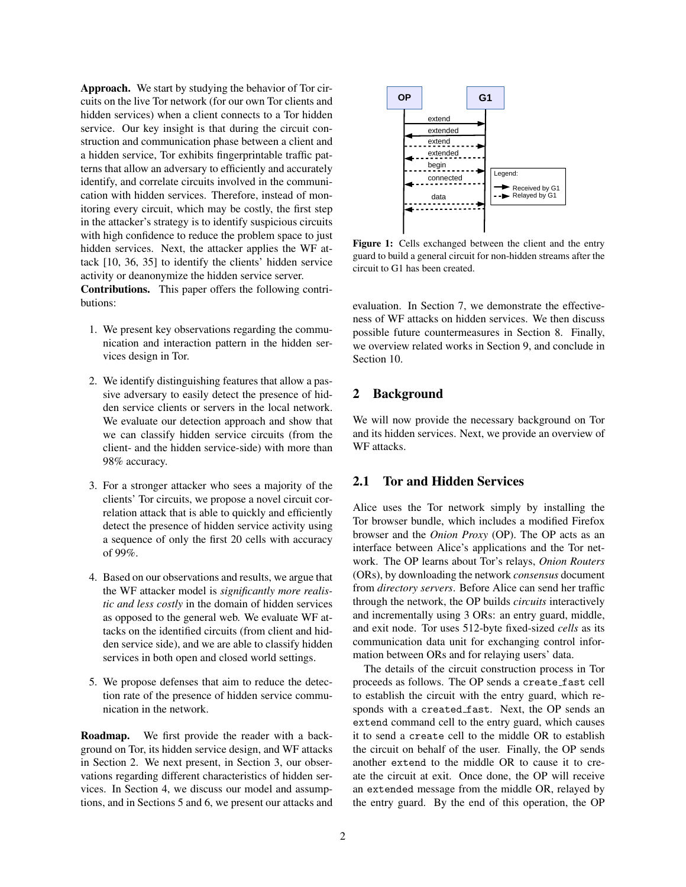**Approach.** We start by studying the behavior of Tor circuits on the live Tor network (for our own Tor clients and hidden services) when a client connects to a Tor hidden service. Our key insight is that during the circuit construction and communication phase between a client and a hidden service, Tor exhibits fingerprintable traffic patterns that allow an adversary to efficiently and accurately identify, and correlate circuits involved in the communication with hidden services. Therefore, instead of monitoring every circuit, which may be costly, the first step in the attacker's strategy is to identify suspicious circuits with high confidence to reduce the problem space to just hidden services. Next, the attacker applies the WF attack [10, 36, 35] to identify the clients' hidden service activity or deanonymize the hidden service server.

**Contributions.** This paper offers the following contributions:

1. We present key observations regarding the communication and interaction pattern in the hidden services design in Tor.
2. We identify distinguishing features that allow a passive adversary to easily detect the presence of hidden service clients or servers in the local network. We evaluate our detection approach and show that we can classify hidden service circuits (from the client- and the hidden service-side) with more than 98% accuracy.
3. For a stronger attacker who sees a majority of the clients' Tor circuits, we propose a novel circuit correlation attack that is able to quickly and efficiently detect the presence of hidden service activity using a sequence of only the first 20 cells with accuracy of 99%.
4. Based on our observations and results, we argue that the WF attacker model is *significantly more realistic and less costly* in the domain of hidden services as opposed to the general web. We evaluate WF attacks on the identified circuits (from client and hidden service side), and we are able to classify hidden services in both open and closed world settings.
5. We propose defenses that aim to reduce the detection rate of the presence of hidden service communication in the network.

**Roadmap.** We first provide the reader with a background on Tor, its hidden service design, and WF attacks in Section 2. We next present, in Section 3, our observations regarding different characteristics of hidden services. In Section 4, we discuss our model and assumptions, and in Sections 5 and 6, we present our attacks and evaluation. In Section 7, we demonstrate the effectiveness of WF attacks on hidden services. We then discuss possible future countermeasures in Section 8. Finally, we overview related works in Section 9, and conclude in Section 10.

OP
G1
extend
extended
extend
extended
begin
connected
data
Legend:
Received by G1
Relayed by G1

**Figure 1:** Cells exchanged between the client and the entry guard to build a general circuit for non-hidden streams after the circuit to G1 has been created.

## 2 Background

We will now provide the necessary background on Tor and its hidden services. Next, we provide an overview of WF attacks.

### 2.1 Tor and Hidden Services

Alice uses the Tor network simply by installing the Tor browser bundle, which includes a modified Firefox browser and the *Onion Proxy* (OP). The OP acts as an interface between Alice's applications and the Tor network. The OP learns about Tor's relays, *Onion Routers* (ORs), by downloading the network *consensus* document from *directory servers*. Before Alice can send her traffic through the network, the OP builds *circuits* interactively and incrementally using 3 ORs: an entry guard, middle, and exit node. Tor uses 512-byte fixed-sized *cells* as its communication data unit for exchanging control information between ORs and for relaying users' data.

The details of the circuit construction process in Tor proceeds as follows. The OP sends a `create_fast` cell to establish the circuit with the entry guard, which responds with a `created_fast`. Next, the OP sends an `extend` command cell to the entry guard, which causes it to send a `create` cell to the middle OR to establish the circuit on behalf of the user. Finally, the OP sends another `extend` to the middle OR to cause it to create the circuit at exit. Once done, the OP will receive an `extended` message from the middle OR, relayed by the entry guard. By the end of this operation, the OP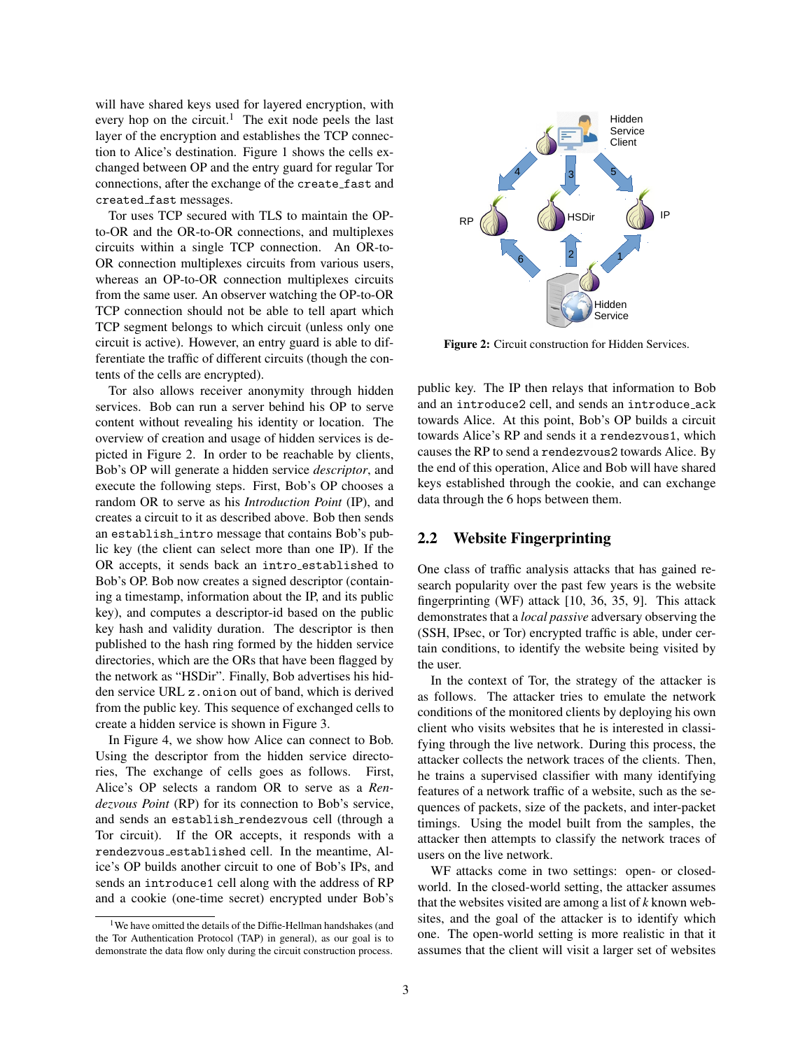will have shared keys used for layered encryption, with every hop on the circuit.[1] The exit node peels the last layer of the encryption and establishes the TCP connection to Alice's destination. Figure 1 shows the cells exchanged between OP and the entry guard for regular Tor connections, after the exchange of the `create_fast` and `created_fast` messages.

Tor uses TCP secured with TLS to maintain the OP-to-OR and the OR-to-OR connections, and multiplexes circuits within a single TCP connection. An OR-to-OR connection multiplexes circuits from various users, whereas an OP-to-OR connection multiplexes circuits from the same user. An observer watching the OP-to-OR TCP connection should not be able to tell apart which TCP segment belongs to which circuit (unless only one circuit is active). However, an entry guard is able to differentiate the traffic of different circuits (though the contents of the cells are encrypted).

Tor also allows receiver anonymity through hidden services. Bob can run a server behind his OP to serve content without revealing his identity or location. The overview of creation and usage of hidden services is depicted in Figure 2. In order to be reachable by clients, Bob's OP will generate a hidden service *descriptor*, and execute the following steps. First, Bob's OP chooses a random OR to serve as his *Introduction Point* (IP), and creates a circuit to it as described above. Bob then sends an `establish_intro` message that contains Bob's public key (the client can select more than one IP). If the OR accepts, it sends back an `intro_established` to Bob's OP. Bob now creates a signed descriptor (containing a timestamp, information about the IP, and its public key), and computes a descriptor-id based on the public key hash and validity duration. The descriptor is then published to the hash ring formed by the hidden service directories, which are the ORs that have been flagged by the network as "HSDir". Finally, Bob advertises his hidden service URL `z.onion` out of band, which is derived from the public key. This sequence of exchanged cells to create a hidden service is shown in Figure 3.

In Figure 4, we show how Alice can connect to Bob. Using the descriptor from the hidden service directories, The exchange of cells goes as follows. First, Alice's OP selects a random OR to serve as a *Rendezvous Point* (RP) for its connection to Bob's service, and sends an `establish_rendezvous` cell (through a Tor circuit). If the OR accepts, it responds with a `rendezvous_established` cell. In the meantime, Alice's OP builds another circuit to one of Bob's IPs, and sends an `introduce1` cell along with the address of RP and a cookie (one-time secret) encrypted under Bob's public key. The IP then relays that information to Bob and an `introduce2` cell, and sends an `introduce_ack` towards Alice. At this point, Bob's OP builds a circuit towards Alice's RP and sends it a `rendezvous1`, which causes the RP to send a `rendezvous2` towards Alice. By the end of this operation, Alice and Bob will have shared keys established through the cookie, and can exchange data through the 6 hops between them.

**Figure 2:** Circuit construction for Hidden Services.

## 2.2 Website Fingerprinting

One class of traffic analysis attacks that has gained research popularity over the past few years is the website fingerprinting (WF) attack [10, 36, 35, 9]. This attack demonstrates that a *local passive* adversary observing the (SSH, IPsec, or Tor) encrypted traffic is able, under certain conditions, to identify the website being visited by the user.

In the context of Tor, the strategy of the attacker is as follows. The attacker tries to emulate the network conditions of the monitored clients by deploying his own client who visits websites that he is interested in classifying through the live network. During this process, the attacker collects the network traces of the clients. Then, he trains a supervised classifier with many identifying features of a network traffic of a website, such as the sequences of packets, size of the packets, and inter-packet timings. Using the model built from the samples, the attacker then attempts to classify the network traces of users on the live network.

WF attacks come in two settings: open- or closed-world. In the closed-world setting, the attacker assumes that the websites visited are among a list of $k$ known websites, and the goal of the attacker is to identify which one. The open-world setting is more realistic in that it assumes that the client will visit a larger set of websites

[1] We have omitted the details of the Diffie-Hellman handshakes (and the Tor Authentication Protocol (TAP) in general), as our goal is to demonstrate the data flow only during the circuit construction process.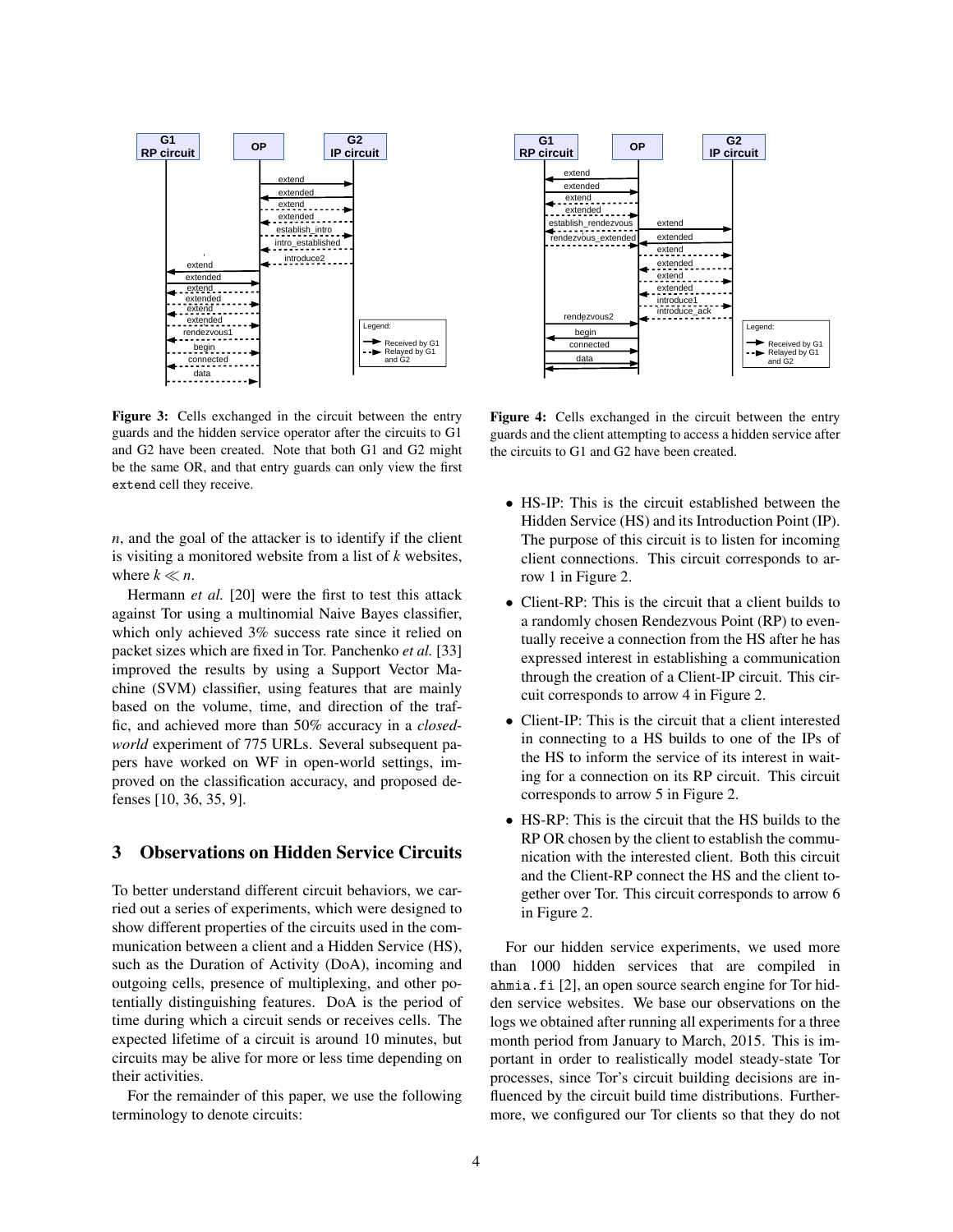G1
RP circuit
OP
G2
IP circuit
extend
extended
extend
extended
establish_intro
intro_established
introduce2
extend
extended
extend
extended
extend
extended
rendezvous1
begin
connected
data
Legend:
Received by G1
Relayed by G1 and G2

**Figure 3:** Cells exchanged in the circuit between the entry guards and the hidden service operator after the circuits to G1 and G2 have been created. Note that both G1 and G2 might be the same OR, and that entry guards can only view the first `extend` cell they receive.

G1
RP circuit
OP
G2
IP circuit
extend
extended
extend
extended
establish_rendezvous
rendezvous_extended
extend
extended
extend
extended
extend
extended
introduce1
introduce_ack
rendezvous2
begin
connected
data
Legend:
Received by G1
Relayed by G1 and G2

**Figure 4:** Cells exchanged in the circuit between the entry guards and the client attempting to access a hidden service after the circuits to G1 and G2 have been created.

$n$, and the goal of the attacker is to identify if the client is visiting a monitored website from a list of $k$ websites, where $k \ll n$.

Hermann *et al.* [20] were the first to test this attack against Tor using a multinomial Naive Bayes classifier, which only achieved 3% success rate since it relied on packet sizes which are fixed in Tor. Panchenko *et al.* [33] improved the results by using a Support Vector Machine (SVM) classifier, using features that are mainly based on the volume, time, and direction of the traffic, and achieved more than 50% accuracy in a *closed-world* experiment of 775 URLs. Several subsequent papers have worked on WF in open-world settings, improved on the classification accuracy, and proposed defenses [10, 36, 35, 9].

## 3 Observations on Hidden Service Circuits

To better understand different circuit behaviors, we carried out a series of experiments, which were designed to show different properties of the circuits used in the communication between a client and a Hidden Service (HS), such as the Duration of Activity (DoA), incoming and outgoing cells, presence of multiplexing, and other potentially distinguishing features. DoA is the period of time during which a circuit sends or receives cells. The expected lifetime of a circuit is around 10 minutes, but circuits may be alive for more or less time depending on their activities.

For the remainder of this paper, we use the following terminology to denote circuits:

- HS-IP: This is the circuit established between the Hidden Service (HS) and its Introduction Point (IP). The purpose of this circuit is to listen for incoming client connections. This circuit corresponds to arrow 1 in Figure 2.
- Client-RP: This is the circuit that a client builds to a randomly chosen Rendezvous Point (RP) to eventually receive a connection from the HS after he has expressed interest in establishing a communication through the creation of a Client-IP circuit. This circuit corresponds to arrow 4 in Figure 2.
- Client-IP: This is the circuit that a client interested in connecting to a HS builds to one of the IPs of the HS to inform the service of its interest in waiting for a connection on its RP circuit. This circuit corresponds to arrow 5 in Figure 2.
- HS-RP: This is the circuit that the HS builds to the RP OR chosen by the client to establish the communication with the interested client. Both this circuit and the Client-RP connect the HS and the client together over Tor. This circuit corresponds to arrow 6 in Figure 2.

For our hidden service experiments, we used more than 1000 hidden services that are compiled in `ahmia.fi` [2], an open source search engine for Tor hidden service websites. We base our observations on the logs we obtained after running all experiments for a three month period from January to March, 2015. This is important in order to realistically model steady-state Tor processes, since Tor's circuit building decisions are influenced by the circuit build time distributions. Furthermore, we configured our Tor clients so that they do not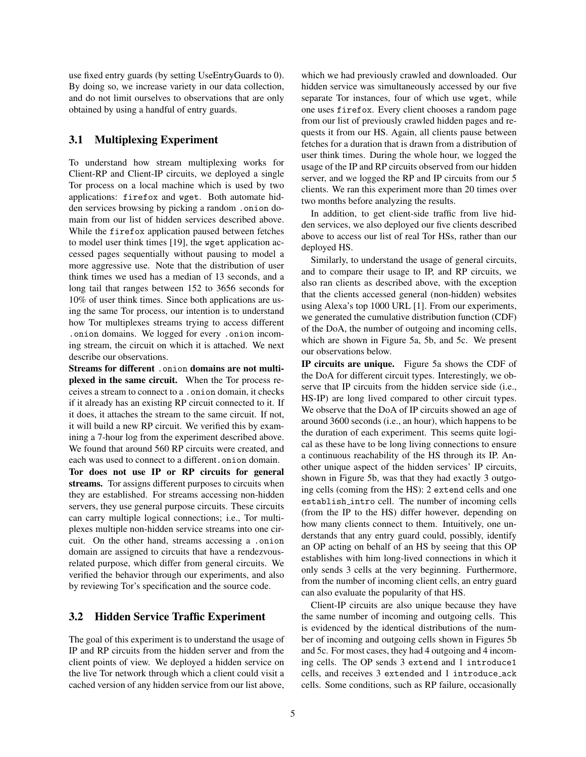use fixed entry guards (by setting UseEntryGuards to 0). By doing so, we increase variety in our data collection, and do not limit ourselves to observations that are only obtained by using a handful of entry guards.

### 3.1 Multiplexing Experiment

To understand how stream multiplexing works for Client-RP and Client-IP circuits, we deployed a single Tor process on a local machine which is used by two applications: `firefox` and `wget`. Both automate hidden services browsing by picking a random `.onion` domain from our list of hidden services described above. While the `firefox` application paused between fetches to model user think times [19], the `wget` application accessed pages sequentially without pausing to model a more aggressive use. Note that the distribution of user think times we used has a median of 13 seconds, and a long tail that ranges between 152 to 3656 seconds for 10% of user think times. Since both applications are using the same Tor process, our intention is to understand how Tor multiplexes streams trying to access different `.onion` domains. We logged for every `.onion` incoming stream, the circuit on which it is attached. We next describe our observations.

**Streams for different `.onion` domains are not multiplexed in the same circuit.** When the Tor process receives a stream to connect to a `.onion` domain, it checks if it already has an existing RP circuit connected to it. If it does, it attaches the stream to the same circuit. If not, it will build a new RP circuit. We verified this by examining a 7-hour log from the experiment described above. We found that around 560 RP circuits were created, and each was used to connect to a different `.onion` domain.

**Tor does not use IP or RP circuits for general streams.** Tor assigns different purposes to circuits when they are established. For streams accessing non-hidden servers, they use general purpose circuits. These circuits can carry multiple logical connections; i.e., Tor multiplexes multiple non-hidden service streams into one circuit. On the other hand, streams accessing a `.onion` domain are assigned to circuits that have a rendezvous-related purpose, which differ from general circuits. We verified the behavior through our experiments, and also by reviewing Tor's specification and the source code.

### 3.2 Hidden Service Traffic Experiment

The goal of this experiment is to understand the usage of IP and RP circuits from the hidden server and from the client points of view. We deployed a hidden service on the live Tor network through which a client could visit a cached version of any hidden service from our list above, which we had previously crawled and downloaded. Our hidden service was simultaneously accessed by our five separate Tor instances, four of which use `wget`, while one uses `firefox`. Every client chooses a random page from our list of previously crawled hidden pages and requests it from our HS. Again, all clients pause between fetches for a duration that is drawn from a distribution of user think times. During the whole hour, we logged the usage of the IP and RP circuits observed from our hidden server, and we logged the RP and IP circuits from our 5 clients. We ran this experiment more than 20 times over two months before analyzing the results.

In addition, to get client-side traffic from live hidden services, we also deployed our five clients described above to access our list of real Tor HSs, rather than our deployed HS.

Similarly, to understand the usage of general circuits, and to compare their usage to IP, and RP circuits, we also ran clients as described above, with the exception that the clients accessed general (non-hidden) websites using Alexa's top 1000 URL [1]. From our experiments, we generated the cumulative distribution function (CDF) of the DoA, the number of outgoing and incoming cells, which are shown in Figure 5a, 5b, and 5c. We present our observations below.

**IP circuits are unique.** Figure 5a shows the CDF of the DoA for different circuit types. Interestingly, we observe that IP circuits from the hidden service side (i.e., HS-IP) are long lived compared to other circuit types. We observe that the DoA of IP circuits showed an age of around 3600 seconds (i.e., an hour), which happens to be the duration of each experiment. This seems quite logical as these have to be long living connections to ensure a continuous reachability of the HS through its IP. Another unique aspect of the hidden services' IP circuits, shown in Figure 5b, was that they had exactly 3 outgoing cells (coming from the HS): 2 `extend` cells and one `establish_intro` cell. The number of incoming cells (from the IP to the HS) differ however, depending on how many clients connect to them. Intuitively, one understands that any entry guard could, possibly, identify an OP acting on behalf of an HS by seeing that this OP establishes with him long-lived connections in which it only sends 3 cells at the very beginning. Furthermore, from the number of incoming client cells, an entry guard can also evaluate the popularity of that HS.

Client-IP circuits are also unique because they have the same number of incoming and outgoing cells. This is evidenced by the identical distributions of the number of incoming and outgoing cells shown in Figures 5b and 5c. For most cases, they had 4 outgoing and 4 incoming cells. The OP sends 3 `extend` and 1 `introduce1` cells, and receives 3 `extended` and 1 `introduce_ack` cells. Some conditions, such as RP failure, occasionally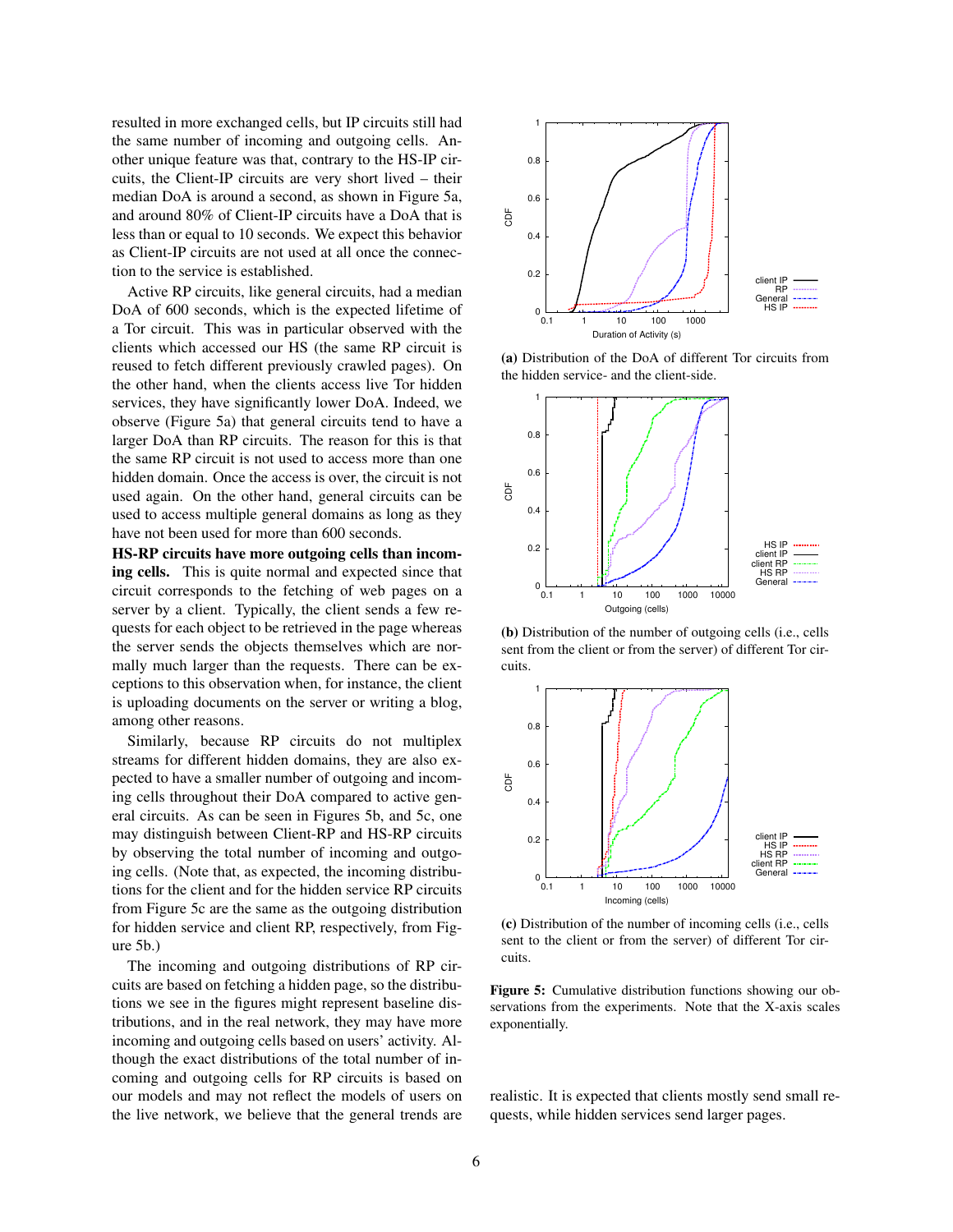resulted in more exchanged cells, but IP circuits still had the same number of incoming and outgoing cells. Another unique feature was that, contrary to the HS-IP circuits, the Client-IP circuits are very short lived – their median DoA is around a second, as shown in Figure 5a, and around 80% of Client-IP circuits have a DoA that is less than or equal to 10 seconds. We expect this behavior as Client-IP circuits are not used at all once the connection to the service is established.

Active RP circuits, like general circuits, had a median DoA of 600 seconds, which is the expected lifetime of a Tor circuit. This was in particular observed with the clients which accessed our HS (the same RP circuit is reused to fetch different previously crawled pages). On the other hand, when the clients access live Tor hidden services, they have significantly lower DoA. Indeed, we observe (Figure 5a) that general circuits tend to have a larger DoA than RP circuits. The reason for this is that the same RP circuit is not used to access more than one hidden domain. Once the access is over, the circuit is not used again. On the other hand, general circuits can be used to access multiple general domains as long as they have not been used for more than 600 seconds.

**HS-RP circuits have more outgoing cells than incoming cells.** This is quite normal and expected since that circuit corresponds to the fetching of web pages on a server by a client. Typically, the client sends a few requests for each object to be retrieved in the page whereas the server sends the objects themselves which are normally much larger than the requests. There can be exceptions to this observation when, for instance, the client is uploading documents on the server or writing a blog, among other reasons.

Similarly, because RP circuits do not multiplex streams for different hidden domains, they are also expected to have a smaller number of outgoing and incoming cells throughout their DoA compared to active general circuits. As can be seen in Figures 5b, and 5c, one may distinguish between Client-RP and HS-RP circuits by observing the total number of incoming and outgoing cells. (Note that, as expected, the incoming distributions for the client and for the hidden service RP circuits from Figure 5c are the same as the outgoing distribution for hidden service and client RP, respectively, from Figure 5b.)

The incoming and outgoing distributions of RP circuits are based on fetching a hidden page, so the distributions we see in the figures might represent baseline distributions, and in the real network, they may have more incoming and outgoing cells based on users' activity. Although the exact distributions of the total number of incoming and outgoing cells for RP circuits is based on our models and may not reflect the models of users on the live network, we believe that the general trends are realistic. It is expected that clients mostly send small requests, while hidden services send larger pages.

CDF
1
0.8
0.6
0.4
0.2
0
0.1 1 10 100 1000
Duration of Activity (s)
client IP
RP
General
HS IP

**(a)** Distribution of the DoA of different Tor circuits from the hidden service- and the client-side.

CDF
1
0.8
0.6
0.4
0.2
0
0.1 1 10 100 1000 10000
Outgoing (cells)
HS IP
client IP
client RP
HS RP
General

**(b)** Distribution of the number of outgoing cells (i.e., cells sent from the client or from the server) of different Tor circuits.

CDF
1
0.8
0.6
0.4
0.2
0
0.1 1 10 100 1000 10000
Incoming (cells)
client IP
HS IP
HS RP
client RP
General

**(c)** Distribution of the number of incoming cells (i.e., cells sent to the client or from the server) of different Tor circuits.

**Figure 5:** Cumulative distribution functions showing our observations from the experiments. Note that the X-axis scales exponentially.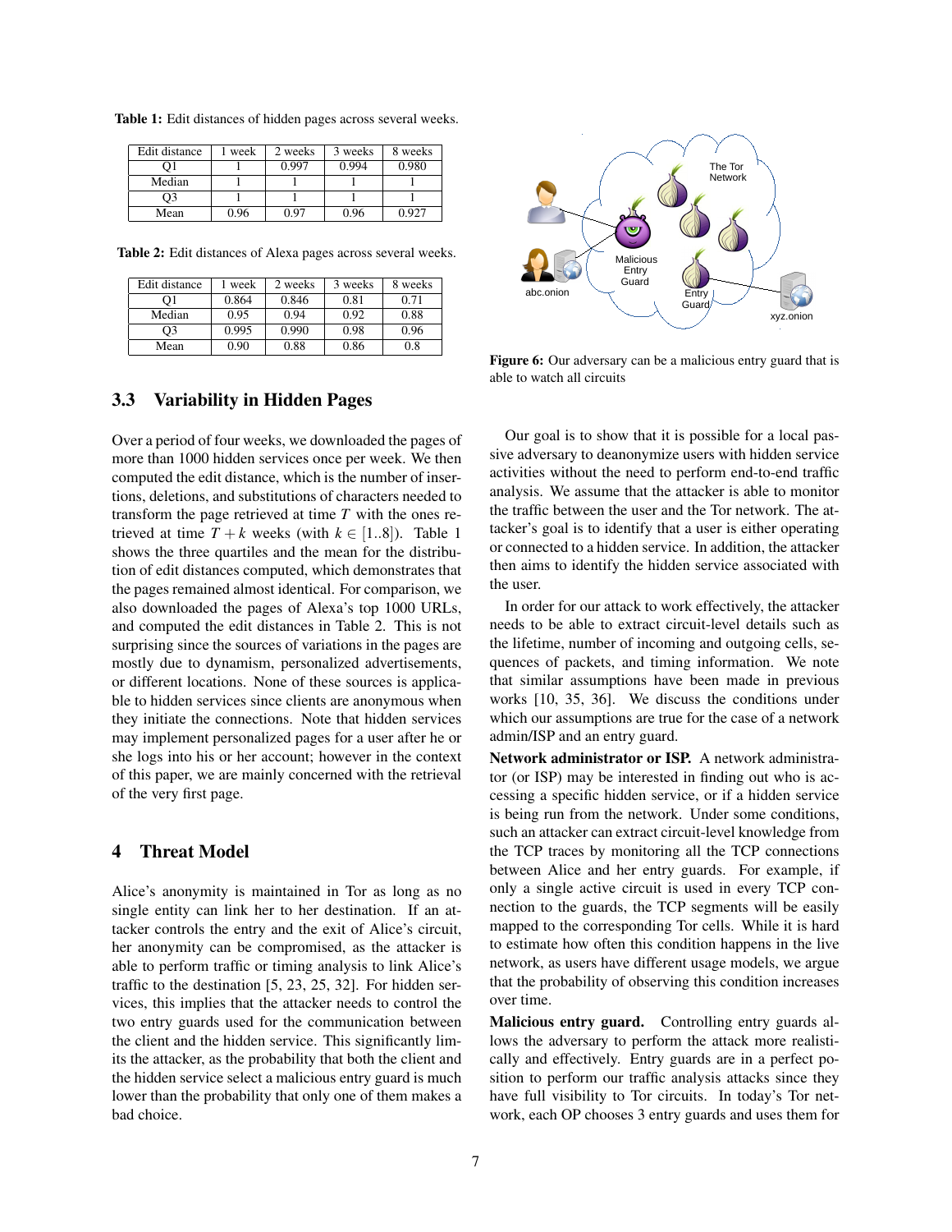**Table 1:** Edit distances of hidden pages across several weeks.

| Edit distance | 1 week | 2 weeks | 3 weeks | 8 weeks |
|---|---|---|---|---|
| Q1 | 1 | 0.997 | 0.994 | 0.980 |
| Median | 1 | 1 | 1 | 1 |
| Q3 | 1 | 1 | 1 | 1 |
| Mean | 0.96 | 0.97 | 0.96 | 0.927 |

**Table 2:** Edit distances of Alexa pages across several weeks.

| Edit distance | 1 week | 2 weeks | 3 weeks | 8 weeks |
|---|---|---|---|---|
| Q1 | 0.864 | 0.846 | 0.81 | 0.71 |
| Median | 0.95 | 0.94 | 0.92 | 0.88 |
| Q3 | 0.995 | 0.990 | 0.98 | 0.96 |
| Mean | 0.90 | 0.88 | 0.86 | 0.8 |

## 3.3 Variability in Hidden Pages

Over a period of four weeks, we downloaded the pages of more than 1000 hidden services once per week. We then computed the edit distance, which is the number of insertions, deletions, and substitutions of characters needed to transform the page retrieved at time $T$ with the ones retrieved at time $T+k$ weeks (with $k \in [1..8]$). Table 1 shows the three quartiles and the mean for the distribution of edit distances computed, which demonstrates that the pages remained almost identical. For comparison, we also downloaded the pages of Alexa's top 1000 URLs, and computed the edit distances in Table 2. This is not surprising since the sources of variations in the pages are mostly due to dynamism, personalized advertisements, or different locations. None of these sources is applicable to hidden services since clients are anonymous when they initiate the connections. Note that hidden services may implement personalized pages for a user after he or she logs into his or her account; however in the context of this paper, we are mainly concerned with the retrieval of the very first page.

# 4 Threat Model

Alice's anonymity is maintained in Tor as long as no single entity can link her to her destination. If an attacker controls the entry and the exit of Alice's circuit, her anonymity can be compromised, as the attacker is able to perform traffic or timing analysis to link Alice's traffic to the destination [5, 23, 25, 32]. For hidden services, this implies that the attacker needs to control the two entry guards used for the communication between the client and the hidden service. This significantly limits the attacker, as the probability that both the client and the hidden service select a malicious entry guard is much lower than the probability that only one of them makes a bad choice.

The Tor Network
Malicious Entry Guard
abc.onion
Entry Guard
xyz.onion

**Figure 6:** Our adversary can be a malicious entry guard that is able to watch all circuits

Our goal is to show that it is possible for a local passive adversary to deanonymize users with hidden service activities without the need to perform end-to-end traffic analysis. We assume that the attacker is able to monitor the traffic between the user and the Tor network. The attacker's goal is to identify that a user is either operating or connected to a hidden service. In addition, the attacker then aims to identify the hidden service associated with the user.

In order for our attack to work effectively, the attacker needs to be able to extract circuit-level details such as the lifetime, number of incoming and outgoing cells, sequences of packets, and timing information. We note that similar assumptions have been made in previous works [10, 35, 36]. We discuss the conditions under which our assumptions are true for the case of a network admin/ISP and an entry guard.

**Network administrator or ISP.** A network administrator (or ISP) may be interested in finding out who is accessing a specific hidden service, or if a hidden service is being run from the network. Under some conditions, such an attacker can extract circuit-level knowledge from the TCP traces by monitoring all the TCP connections between Alice and her entry guards. For example, if only a single active circuit is used in every TCP connection to the guards, the TCP segments will be easily mapped to the corresponding Tor cells. While it is hard to estimate how often this condition happens in the live network, as users have different usage models, we argue that the probability of observing this condition increases over time.

**Malicious entry guard.** Controlling entry guards allows the adversary to perform the attack more realistically and effectively. Entry guards are in a perfect position to perform our traffic analysis attacks since they have full visibility to Tor circuits. In today's Tor network, each OP chooses 3 entry guards and uses them for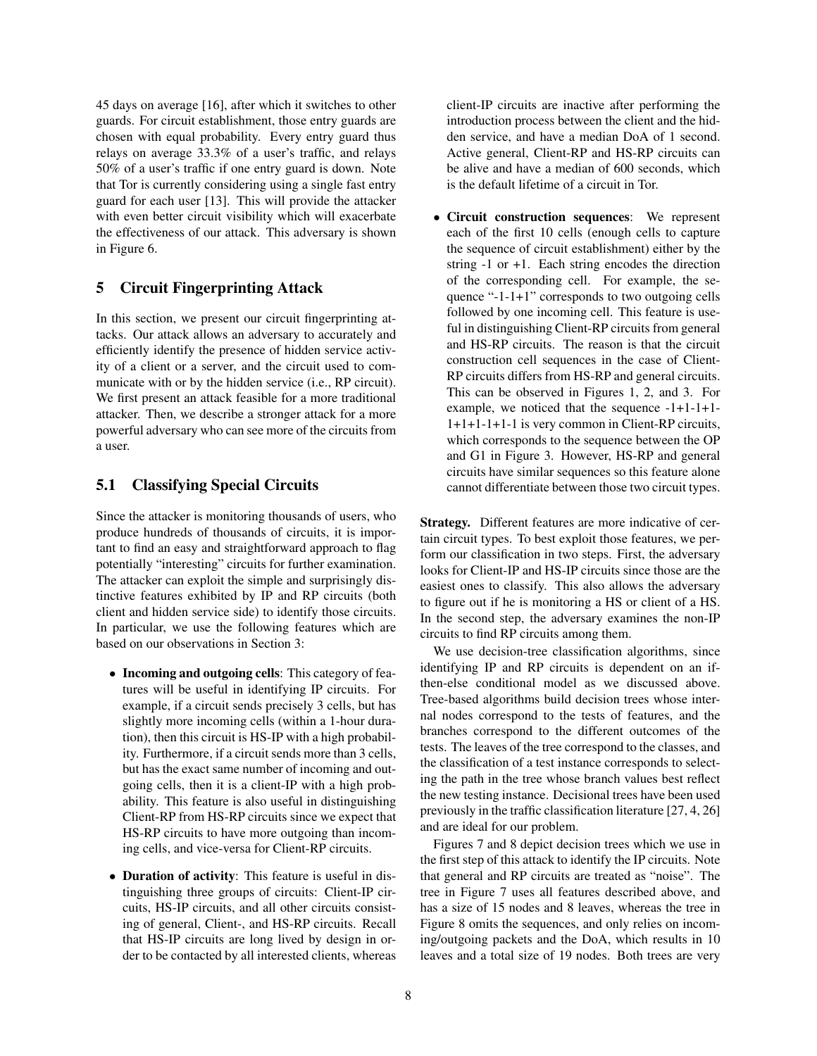45 days on average [16], after which it switches to other guards. For circuit establishment, those entry guards are chosen with equal probability. Every entry guard thus relays on average 33.3% of a user's traffic, and relays 50% of a user's traffic if one entry guard is down. Note that Tor is currently considering using a single fast entry guard for each user [13]. This will provide the attacker with even better circuit visibility which will exacerbate the effectiveness of our attack. This adversary is shown in Figure 6.

## 5 Circuit Fingerprinting Attack

In this section, we present our circuit fingerprinting attacks. Our attack allows an adversary to accurately and efficiently identify the presence of hidden service activity of a client or a server, and the circuit used to communicate with or by the hidden service (i.e., RP circuit). We first present an attack feasible for a more traditional attacker. Then, we describe a stronger attack for a more powerful adversary who can see more of the circuits from a user.

### 5.1 Classifying Special Circuits

Since the attacker is monitoring thousands of users, who produce hundreds of thousands of circuits, it is important to find an easy and straightforward approach to flag potentially "interesting" circuits for further examination. The attacker can exploit the simple and surprisingly distinctive features exhibited by IP and RP circuits (both client and hidden service side) to identify those circuits. In particular, we use the following features which are based on our observations in Section 3:

- **Incoming and outgoing cells**: This category of features will be useful in identifying IP circuits. For example, if a circuit sends precisely 3 cells, but has slightly more incoming cells (within a 1-hour duration), then this circuit is HS-IP with a high probability. Furthermore, if a circuit sends more than 3 cells, but has the exact same number of incoming and outgoing cells, then it is a client-IP with a high probability. This feature is also useful in distinguishing Client-RP from HS-RP circuits since we expect that HS-RP circuits to have more outgoing than incoming cells, and vice-versa for Client-RP circuits.
- **Duration of activity**: This feature is useful in distinguishing three groups of circuits: Client-IP circuits, HS-IP circuits, and all other circuits consisting of general, Client-, and HS-RP circuits. Recall that HS-IP circuits are long lived by design in order to be contacted by all interested clients, whereas client-IP circuits are inactive after performing the introduction process between the client and the hidden service, and have a median DoA of 1 second. Active general, Client-RP and HS-RP circuits can be alive and have a median of 600 seconds, which is the default lifetime of a circuit in Tor.
- **Circuit construction sequences**: We represent each of the first 10 cells (enough cells to capture the sequence of circuit establishment) either by the string -1 or +1. Each string encodes the direction of the corresponding cell. For example, the sequence "-1-1+1" corresponds to two outgoing cells followed by one incoming cell. This feature is useful in distinguishing Client-RP circuits from general and HS-RP circuits. The reason is that the circuit construction cell sequences in the case of Client-RP circuits differs from HS-RP and general circuits. This can be observed in Figures 1, 2, and 3. For example, we noticed that the sequence -1+1-1+1-1+1+1-1+1-1 is very common in Client-RP circuits, which corresponds to the sequence between the OP and G1 in Figure 3. However, HS-RP and general circuits have similar sequences so this feature alone cannot differentiate between those two circuit types.

**Strategy.** Different features are more indicative of certain circuit types. To best exploit those features, we perform our classification in two steps. First, the adversary looks for Client-IP and HS-IP circuits since those are the easiest ones to classify. This also allows the adversary to figure out if he is monitoring a HS or client of a HS. In the second step, the adversary examines the non-IP circuits to find RP circuits among them.

We use decision-tree classification algorithms, since identifying IP and RP circuits is dependent on an if-then-else conditional model as we discussed above. Tree-based algorithms build decision trees whose internal nodes correspond to the tests of features, and the branches correspond to the different outcomes of the tests. The leaves of the tree correspond to the classes, and the classification of a test instance corresponds to selecting the path in the tree whose branch values best reflect the new testing instance. Decisional trees have been used previously in the traffic classification literature [27, 4, 26] and are ideal for our problem.

Figures 7 and 8 depict decision trees which we use in the first step of this attack to identify the IP circuits. Note that general and RP circuits are treated as "noise". The tree in Figure 7 uses all features described above, and has a size of 15 nodes and 8 leaves, whereas the tree in Figure 8 omits the sequences, and only relies on incoming/outgoing packets and the DoA, which results in 10 leaves and a total size of 19 nodes. Both trees are very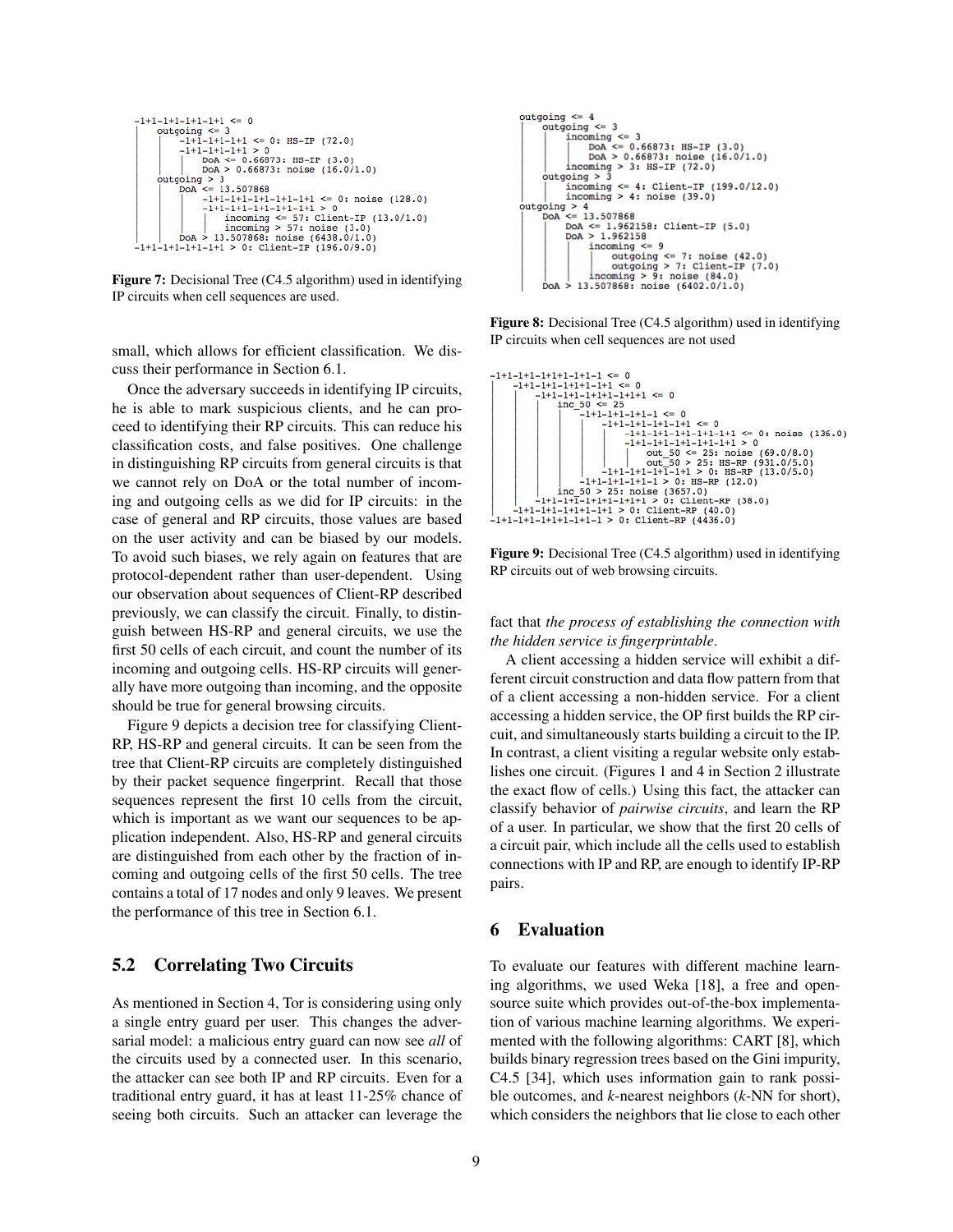```
-1+1-1+1-1+1-1+1 <= 0
|   outgoing <= 3
|   |   -1+1-1+1-1+1 <= 0: HS-IP (72.0)
|   |   -1+1-1+1-1+1 > 0
|   |   |   DoA <= 0.66873: HS-IP (3.0)
|   |   |   DoA > 0.66873: noise (16.0/1.0)
|   outgoing > 3
|   |   DoA <= 13.507868
|   |   |   -1+1-1+1-1+1-1+1-1+1 <= 0: noise (128.0)
|   |   |   -1+1-1+1-1+1-1+1-1+1 > 0
|   |   |   |   incoming <= 57: Client-IP (13.0/1.0)
|   |   |   |   incoming > 57: noise (3.0)
|   |   DoA > 13.507868: noise (6438.0/1.0)
-1+1-1+1-1+1-1+1 > 0: Client-IP (196.0/9.0)
```

**Figure 7:** Decisional Tree (C4.5 algorithm) used in identifying IP circuits when cell sequences are used.

```
outgoing <= 4
|   outgoing <= 3
|   |   incoming <= 3
|   |   |   DoA <= 0.66873: HS-IP (3.0)
|   |   |   DoA > 0.66873: noise (16.0/1.0)
|   |   incoming > 3: HS-IP (72.0)
|   outgoing > 3
|   |   incoming <= 4: Client-IP (199.0/12.0)
|   |   incoming > 4: noise (39.0)
outgoing > 4
|   DoA <= 13.507868
|   |   DoA <= 1.962158: Client-IP (5.0)
|   |   DoA > 1.962158
|   |   |   incoming <= 9
|   |   |   |   outgoing <= 7: noise (42.0)
|   |   |   |   outgoing > 7: Client-IP (7.0)
|   |   |   incoming > 9: noise (84.0)
|   DoA > 13.507868: noise (6402.0/1.0)
```

**Figure 8:** Decisional Tree (C4.5 algorithm) used in identifying IP circuits when cell sequences are not used

```
-1+1-1+1-1+1+1-1+1-1 <= 0
|   -1+1-1+1-1+1+1-1+1 <= 0
|   |   -1+1-1+1-1+1+1-1+1+1 <= 0
|   |   |   inc_50 <= 25
|   |   |   |   -1+1-1+1-1+1-1 <= 0
|   |   |   |   |   -1+1-1+1-1+1-1+1 <= 0
|   |   |   |   |   |   -1+1-1+1-1+1-1+1-1+1 <= 0: noise (136.0)
|   |   |   |   |   |   -1+1-1+1-1+1-1+1-1+1 > 0
|   |   |   |   |   |   |   out_50 <= 25: noise (69.0/8.0)
|   |   |   |   |   |   |   out_50 > 25: HS-RP (931.0/5.0)
|   |   |   |   |   -1+1-1+1-1+1-1+1 > 0: HS-RP (13.0/5.0)
|   |   |   |   -1+1-1+1-1+1-1 > 0: HS-RP (12.0)
|   |   |   inc_50 > 25: noise (3657.0)
|   |   -1+1-1+1-1+1+1-1+1+1 > 0: Client-RP (38.0)
|   -1+1-1+1-1+1+1-1+1 > 0: Client-RP (40.0)
-1+1-1+1-1+1+1-1+1-1 > 0: Client-RP (4436.0)
```

**Figure 9:** Decisional Tree (C4.5 algorithm) used in identifying RP circuits out of web browsing circuits.

small, which allows for efficient classification. We discuss their performance in Section 6.1.

Once the adversary succeeds in identifying IP circuits, he is able to mark suspicious clients, and he can proceed to identifying their RP circuits. This can reduce his classification costs, and false positives. One challenge in distinguishing RP circuits from general circuits is that we cannot rely on DoA or the total number of incoming and outgoing cells as we did for IP circuits: in the case of general and RP circuits, those values are based on the user activity and can be biased by our models. To avoid such biases, we rely again on features that are protocol-dependent rather than user-dependent. Using our observation about sequences of Client-RP described previously, we can classify the circuit. Finally, to distinguish between HS-RP and general circuits, we use the first 50 cells of each circuit, and count the number of its incoming and outgoing cells. HS-RP circuits will generally have more outgoing than incoming, and the opposite should be true for general browsing circuits.

Figure 9 depicts a decision tree for classifying Client-RP, HS-RP and general circuits. It can be seen from the tree that Client-RP circuits are completely distinguished by their packet sequence fingerprint. Recall that those sequences represent the first 10 cells from the circuit, which is important as we want our sequences to be application independent. Also, HS-RP and general circuits are distinguished from each other by the fraction of incoming and outgoing cells of the first 50 cells. The tree contains a total of 17 nodes and only 9 leaves. We present the performance of this tree in Section 6.1.

## 5.2 Correlating Two Circuits

As mentioned in Section 4, Tor is considering using only a single entry guard per user. This changes the adversarial model: a malicious entry guard can now see *all* of the circuits used by a connected user. In this scenario, the attacker can see both IP and RP circuits. Even for a traditional entry guard, it has at least 11-25% chance of seeing both circuits. Such an attacker can leverage the fact that *the process of establishing the connection with the hidden service is fingerprintable*.

A client accessing a hidden service will exhibit a different circuit construction and data flow pattern from that of a client accessing a non-hidden service. For a client accessing a hidden service, the OP first builds the RP circuit, and simultaneously starts building a circuit to the IP. In contrast, a client visiting a regular website only establishes one circuit. (Figures 1 and 4 in Section 2 illustrate the exact flow of cells.) Using this fact, the attacker can classify behavior of *pairwise circuits*, and learn the RP of a user. In particular, we show that the first 20 cells of a circuit pair, which include all the cells used to establish connections with IP and RP, are enough to identify IP-RP pairs.

## 6 Evaluation

To evaluate our features with different machine learning algorithms, we used Weka [18], a free and open-source suite which provides out-of-the-box implementation of various machine learning algorithms. We experimented with the following algorithms: CART [8], which builds binary regression trees based on the Gini impurity, C4.5 [34], which uses information gain to rank possible outcomes, and $k$-nearest neighbors ($k$-NN for short), which considers the neighbors that lie close to each other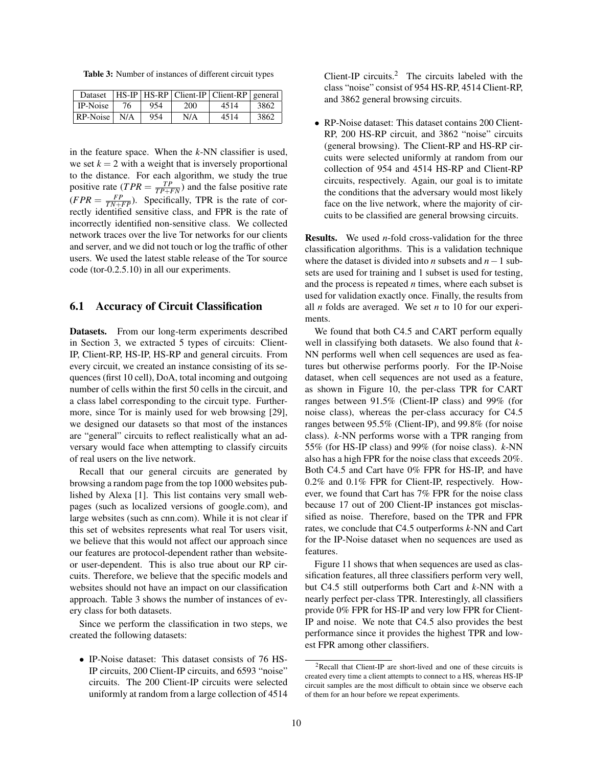Table 3: Number of instances of different circuit types

| Dataset | HS-IP | HS-RP | Client-IP | Client-RP | general |
|---|---|---|---|---|---|
| IP-Noise | 76 | 954 | 200 | 4514 | 3862 |
| RP-Noise | N/A | 954 | N/A | 4514 | 3862 |

in the feature space. When the *k*-NN classifier is used, we set $k = 2$ with a weight that is inversely proportional to the distance. For each algorithm, we study the true positive rate ($TPR = \frac{TP}{TP+FN}$) and the false positive rate ($FPR = \frac{FP}{TN+FP}$). Specifically, TPR is the rate of correctly identified sensitive class, and FPR is the rate of incorrectly identified non-sensitive class. We collected network traces over the live Tor networks for our clients and server, and we did not touch or log the traffic of other users. We used the latest stable release of the Tor source code (tor-0.2.5.10) in all our experiments.

## 6.1 Accuracy of Circuit Classification

**Datasets.** From our long-term experiments described in Section 3, we extracted 5 types of circuits: Client-IP, Client-RP, HS-IP, HS-RP and general circuits. From every circuit, we created an instance consisting of its sequences (first 10 cell), DoA, total incoming and outgoing number of cells within the first 50 cells in the circuit, and a class label corresponding to the circuit type. Furthermore, since Tor is mainly used for web browsing [29], we designed our datasets so that most of the instances are "general" circuits to reflect realistically what an adversary would face when attempting to classify circuits of real users on the live network.

Recall that our general circuits are generated by browsing a random page from the top 1000 websites published by Alexa [1]. This list contains very small webpages (such as localized versions of google.com), and large websites (such as cnn.com). While it is not clear if this set of websites represents what real Tor users visit, we believe that this would not affect our approach since our features are protocol-dependent rather than website- or user-dependent. This is also true about our RP circuits. Therefore, we believe that the specific models and websites should not have an impact on our classification approach. Table 3 shows the number of instances of every class for both datasets.

Since we perform the classification in two steps, we created the following datasets:

- IP-Noise dataset: This dataset consists of 76 HS-IP circuits, 200 Client-IP circuits, and 6593 "noise" circuits. The 200 Client-IP circuits were selected uniformly at random from a large collection of 4514 Client-IP circuits.[2] The circuits labeled with the class "noise" consist of 954 HS-RP, 4514 Client-RP, and 3862 general browsing circuits.
- RP-Noise dataset: This dataset contains 200 Client-RP, 200 HS-RP circuit, and 3862 "noise" circuits (general browsing). The Client-RP and HS-RP circuits were selected uniformly at random from our collection of 954 and 4514 HS-RP and Client-RP circuits, respectively. Again, our goal is to imitate the conditions that the adversary would most likely face on the live network, where the majority of circuits to be classified are general browsing circuits.

**Results.** We used *n*-fold cross-validation for the three classification algorithms. This is a validation technique where the dataset is divided into *n* subsets and $n-1$ subsets are used for training and 1 subset is used for testing, and the process is repeated *n* times, where each subset is used for validation exactly once. Finally, the results from all *n* folds are averaged. We set *n* to 10 for our experiments.

We found that both C4.5 and CART perform equally well in classifying both datasets. We also found that *k*-NN performs well when cell sequences are used as features but otherwise performs poorly. For the IP-Noise dataset, when cell sequences are not used as a feature, as shown in Figure 10, the per-class TPR for CART ranges between 91.5% (Client-IP class) and 99% (for noise class), whereas the per-class accuracy for C4.5 ranges between 95.5% (Client-IP), and 99.8% (for noise class). *k*-NN performs worse with a TPR ranging from 55% (for HS-IP class) and 99% (for noise class). *k*-NN also has a high FPR for the noise class that exceeds 20%. Both C4.5 and Cart have 0% FPR for HS-IP, and have 0.2% and 0.1% FPR for Client-IP, respectively. However, we found that Cart has 7% FPR for the noise class because 17 out of 200 Client-IP instances got misclassified as noise. Therefore, based on the TPR and FPR rates, we conclude that C4.5 outperforms *k*-NN and Cart for the IP-Noise dataset when no sequences are used as features.

Figure 11 shows that when sequences are used as classification features, all three classifiers perform very well, but C4.5 still outperforms both Cart and *k*-NN with a nearly perfect per-class TPR. Interestingly, all classifiers provide 0% FPR for HS-IP and very low FPR for Client-IP and noise. We note that C4.5 also provides the best performance since it provides the highest TPR and lowest FPR among other classifiers.

[2] Recall that Client-IP are short-lived and one of these circuits is created every time a client attempts to connect to a HS, whereas HS-IP circuit samples are the most difficult to obtain since we observe each of them for an hour before we repeat experiments.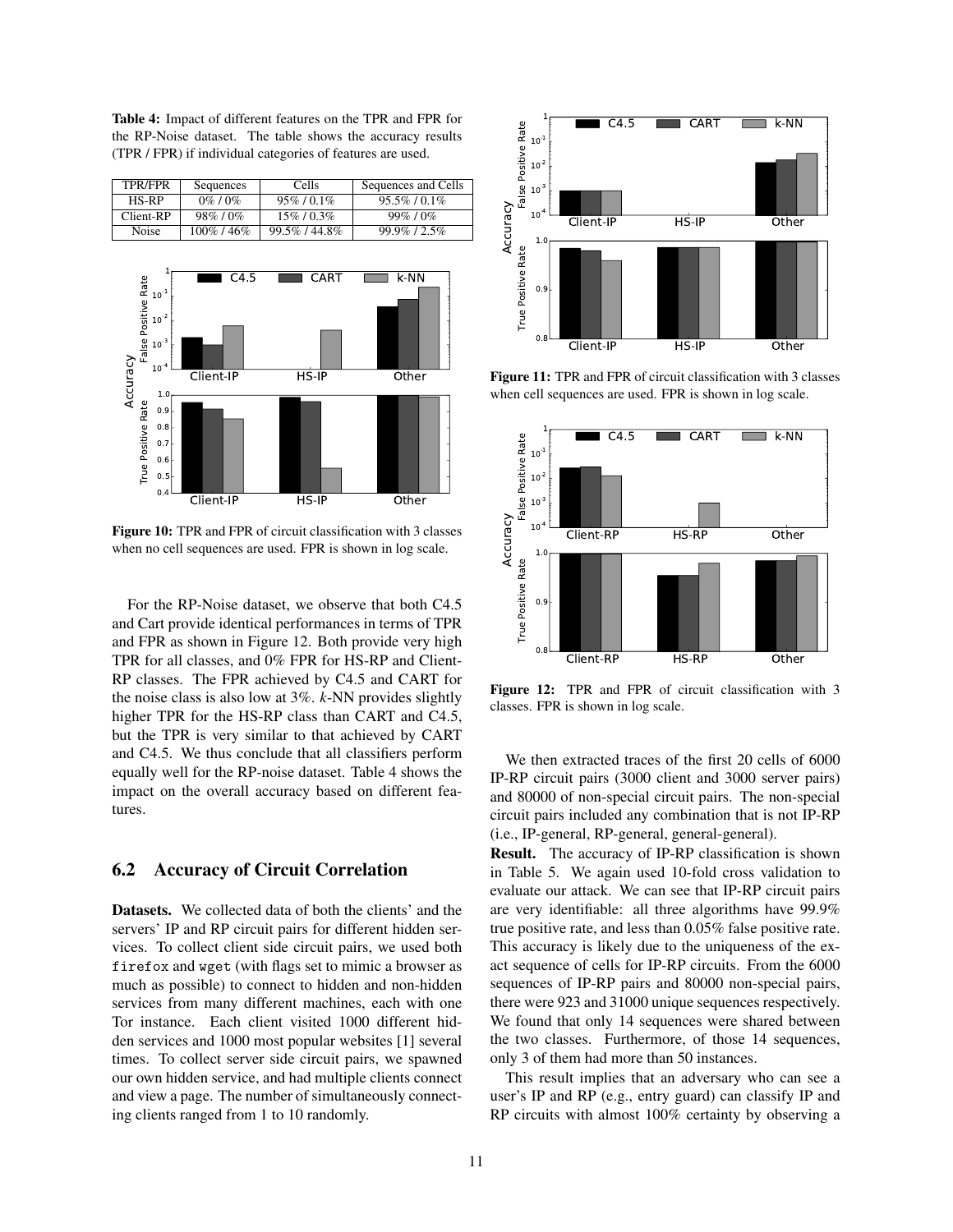**Table 4:** Impact of different features on the TPR and FPR for the RP-Noise dataset. The table shows the accuracy results (TPR / FPR) if individual categories of features are used.

| TPR/FPR | Sequences | Cells | Sequences and Cells |
|---|---|---|---|
| HS-RP | 0% / 0% | 95% / 0.1% | 95.5% / 0.1% |
| Client-RP | 98% / 0% | 15% / 0.3% | 99% / 0% |
| Noise | 100% / 46% | 99.5% / 44.8% | 99.9% / 2.5% |

C4.5 CART k-NN

Accuracy

False Positive Rate

True Positive Rate

Client-IP HS-IP Other

**Figure 10:** TPR and FPR of circuit classification with 3 classes when no cell sequences are used. FPR is shown in log scale.

For the RP-Noise dataset, we observe that both C4.5 and Cart provide identical performances in terms of TPR and FPR as shown in Figure 12. Both provide very high TPR for all classes, and 0% FPR for HS-RP and Client-RP classes. The FPR achieved by C4.5 and CART for the noise class is also low at 3%. *k*-NN provides slightly higher TPR for the HS-RP class than CART and C4.5, but the TPR is very similar to that achieved by CART and C4.5. We thus conclude that all classifiers perform equally well for the RP-noise dataset. Table 4 shows the impact on the overall accuracy based on different features.

## 6.2 Accuracy of Circuit Correlation

**Datasets.** We collected data of both the clients' and the servers' IP and RP circuit pairs for different hidden services. To collect client side circuit pairs, we used both `firefox` and `wget` (with flags set to mimic a browser as much as possible) to connect to hidden and non-hidden services from many different machines, each with one Tor instance. Each client visited 1000 different hidden services and 1000 most popular websites [1] several times. To collect server side circuit pairs, we spawned our own hidden service, and had multiple clients connect and view a page. The number of simultaneously connecting clients ranged from 1 to 10 randomly.

C4.5 CART k-NN

Accuracy

False Positive Rate

True Positive Rate

Client-IP HS-IP Other

**Figure 11:** TPR and FPR of circuit classification with 3 classes when cell sequences are used. FPR is shown in log scale.

C4.5 CART k-NN

Accuracy

False Positive Rate

True Positive Rate

Client-RP HS-RP Other

**Figure 12:** TPR and FPR of circuit classification with 3 classes. FPR is shown in log scale.

We then extracted traces of the first 20 cells of 6000 IP-RP circuit pairs (3000 client and 3000 server pairs) and 80000 of non-special circuit pairs. The non-special circuit pairs included any combination that is not IP-RP (i.e., IP-general, RP-general, general-general).

**Result.** The accuracy of IP-RP classification is shown in Table 5. We again used 10-fold cross validation to evaluate our attack. We can see that IP-RP circuit pairs are very identifiable: all three algorithms have 99.9% true positive rate, and less than 0.05% false positive rate. This accuracy is likely due to the uniqueness of the exact sequence of cells for IP-RP circuits. From the 6000 sequences of IP-RP pairs and 80000 non-special pairs, there were 923 and 31000 unique sequences respectively. We found that only 14 sequences were shared between the two classes. Furthermore, of those 14 sequences, only 3 of them had more than 50 instances.

This result implies that an adversary who can see a user's IP and RP (e.g., entry guard) can classify IP and RP circuits with almost 100% certainty by observing a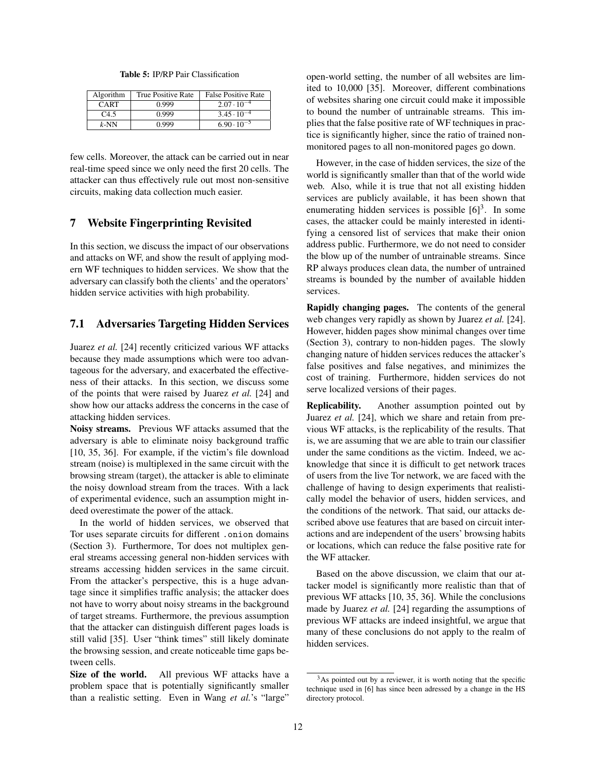**Table 5:** IP/RP Pair Classification

| Algorithm | True Positive Rate | False Positive Rate |
|---|---|---|
| CART | 0.999 | $2.07 \cdot 10^{-4}$ |
| C4.5 | 0.999 | $3.45 \cdot 10^{-4}$ |
| $k$-NN | 0.999 | $6.90 \cdot 10^{-5}$ |

few cells. Moreover, the attack can be carried out in near real-time speed since we only need the first 20 cells. The attacker can thus effectively rule out most non-sensitive circuits, making data collection much easier.

## 7 Website Fingerprinting Revisited

In this section, we discuss the impact of our observations and attacks on WF, and show the result of applying modern WF techniques to hidden services. We show that the adversary can classify both the clients' and the operators' hidden service activities with high probability.

### 7.1 Adversaries Targeting Hidden Services

Juarez *et al.* [24] recently criticized various WF attacks because they made assumptions which were too advantageous for the adversary, and exacerbated the effectiveness of their attacks. In this section, we discuss some of the points that were raised by Juarez *et al.* [24] and show how our attacks address the concerns in the case of attacking hidden services.

**Noisy streams.** Previous WF attacks assumed that the adversary is able to eliminate noisy background traffic [10, 35, 36]. For example, if the victim's file download stream (noise) is multiplexed in the same circuit with the browsing stream (target), the attacker is able to eliminate the noisy download stream from the traces. With a lack of experimental evidence, such an assumption might indeed overestimate the power of the attack.

In the world of hidden services, we observed that Tor uses separate circuits for different `.onion` domains (Section 3). Furthermore, Tor does not multiplex general streams accessing general non-hidden services with streams accessing hidden services in the same circuit. From the attacker's perspective, this is a huge advantage since it simplifies traffic analysis; the attacker does not have to worry about noisy streams in the background of target streams. Furthermore, the previous assumption that the attacker can distinguish different pages loads is still valid [35]. User "think times" still likely dominate the browsing session, and create noticeable time gaps between cells.

**Size of the world.** All previous WF attacks have a problem space that is potentially significantly smaller than a realistic setting. Even in Wang *et al.*'s "large" open-world setting, the number of all websites are limited to 10,000 [35]. Moreover, different combinations of websites sharing one circuit could make it impossible to bound the number of untrainable streams. This implies that the false positive rate of WF techniques in practice is significantly higher, since the ratio of trained non-monitored pages to all non-monitored pages go down.

However, in the case of hidden services, the size of the world is significantly smaller than that of the world wide web. Also, while it is true that not all existing hidden services are publicly available, it has been shown that enumerating hidden services is possible [6][3]. In some cases, the attacker could be mainly interested in identifying a censored list of services that make their onion address public. Furthermore, we do not need to consider the blow up of the number of untrainable streams. Since RP always produces clean data, the number of untrained streams is bounded by the number of available hidden services.

**Rapidly changing pages.** The contents of the general web changes very rapidly as shown by Juarez *et al.* [24]. However, hidden pages show minimal changes over time (Section 3), contrary to non-hidden pages. The slowly changing nature of hidden services reduces the attacker's false positives and false negatives, and minimizes the cost of training. Furthermore, hidden services do not serve localized versions of their pages.

**Replicability.** Another assumption pointed out by Juarez *et al.* [24], which we share and retain from previous WF attacks, is the replicability of the results. That is, we are assuming that we are able to train our classifier under the same conditions as the victim. Indeed, we acknowledge that since it is difficult to get network traces of users from the live Tor network, we are faced with the challenge of having to design experiments that realistically model the behavior of users, hidden services, and the conditions of the network. That said, our attacks described above use features that are based on circuit interactions and are independent of the users' browsing habits or locations, which can reduce the false positive rate for the WF attacker.

Based on the above discussion, we claim that our attacker model is significantly more realistic than that of previous WF attacks [10, 35, 36]. While the conclusions made by Juarez *et al.* [24] regarding the assumptions of previous WF attacks are indeed insightful, we argue that many of these conclusions do not apply to the realm of hidden services.

[3] As pointed out by a reviewer, it is worth noting that the specific technique used in [6] has since been adressed by a change in the HS directory protocol.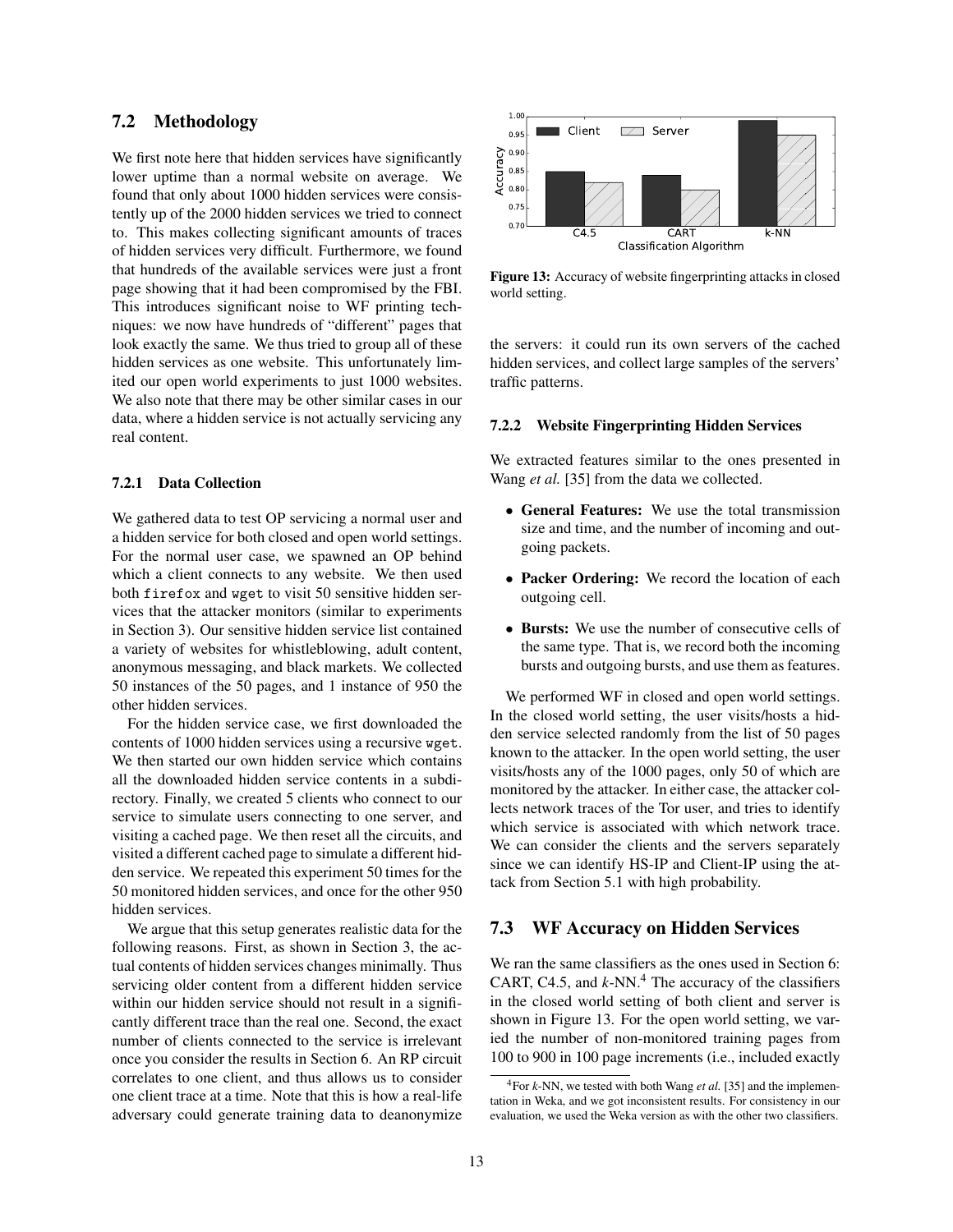## 7.2 Methodology

We first note here that hidden services have significantly lower uptime than a normal website on average. We found that only about 1000 hidden services were consistently up of the 2000 hidden services we tried to connect to. This makes collecting significant amounts of traces of hidden services very difficult. Furthermore, we found that hundreds of the available services were just a front page showing that it had been compromised by the FBI. This introduces significant noise to WF printing techniques: we now have hundreds of "different" pages that look exactly the same. We thus tried to group all of these hidden services as one website. This unfortunately limited our open world experiments to just 1000 websites. We also note that there may be other similar cases in our data, where a hidden service is not actually servicing any real content.

### 7.2.1 Data Collection

We gathered data to test OP servicing a normal user and a hidden service for both closed and open world settings. For the normal user case, we spawned an OP behind which a client connects to any website. We then used both `firefox` and `wget` to visit 50 sensitive hidden services that the attacker monitors (similar to experiments in Section 3). Our sensitive hidden service list contained a variety of websites for whistleblowing, adult content, anonymous messaging, and black markets. We collected 50 instances of the 50 pages, and 1 instance of 950 the other hidden services.

For the hidden service case, we first downloaded the contents of 1000 hidden services using a recursive `wget`. We then started our own hidden service which contains all the downloaded hidden service contents in a subdirectory. Finally, we created 5 clients who connect to our service to simulate users connecting to one server, and visiting a cached page. We then reset all the circuits, and visited a different cached page to simulate a different hidden service. We repeated this experiment 50 times for the 50 monitored hidden services, and once for the other 950 hidden services.

We argue that this setup generates realistic data for the following reasons. First, as shown in Section 3, the actual contents of hidden services changes minimally. Thus servicing older content from a different hidden service within our hidden service should not result in a significantly different trace than the real one. Second, the exact number of clients connected to the service is irrelevant once you consider the results in Section 6. An RP circuit correlates to one client, and thus allows us to consider one client trace at a time. Note that this is how a real-life adversary could generate training data to deanonymize the servers: it could run its own servers of the cached hidden services, and collect large samples of the servers' traffic patterns.

1.00
0.95
0.90
0.85
0.80
0.75
0.70
Accuracy
Client
Server
C4.5
CART
k-NN
Classification Algorithm

**Figure 13:** Accuracy of website fingerprinting attacks in closed world setting.

### 7.2.2 Website Fingerprinting Hidden Services

We extracted features similar to the ones presented in Wang *et al.* [35] from the data we collected.

- **General Features:** We use the total transmission size and time, and the number of incoming and outgoing packets.
- **Packer Ordering:** We record the location of each outgoing cell.
- **Bursts:** We use the number of consecutive cells of the same type. That is, we record both the incoming bursts and outgoing bursts, and use them as features.

We performed WF in closed and open world settings. In the closed world setting, the user visits/hosts a hidden service selected randomly from the list of 50 pages known to the attacker. In the open world setting, the user visits/hosts any of the 1000 pages, only 50 of which are monitored by the attacker. In either case, the attacker collects network traces of the Tor user, and tries to identify which service is associated with which network trace. We can consider the clients and the servers separately since we can identify HS-IP and Client-IP using the attack from Section 5.1 with high probability.

## 7.3 WF Accuracy on Hidden Services

We ran the same classifiers as the ones used in Section 6: CART, C4.5, and *k*-NN.[4] The accuracy of the classifiers in the closed world setting of both client and server is shown in Figure 13. For the open world setting, we varied the number of non-monitored training pages from 100 to 900 in 100 page increments (i.e., included exactly

[4] For *k*-NN, we tested with both Wang *et al.* [35] and the implementation in Weka, and we got inconsistent results. For consistency in our evaluation, we used the Weka version as with the other two classifiers.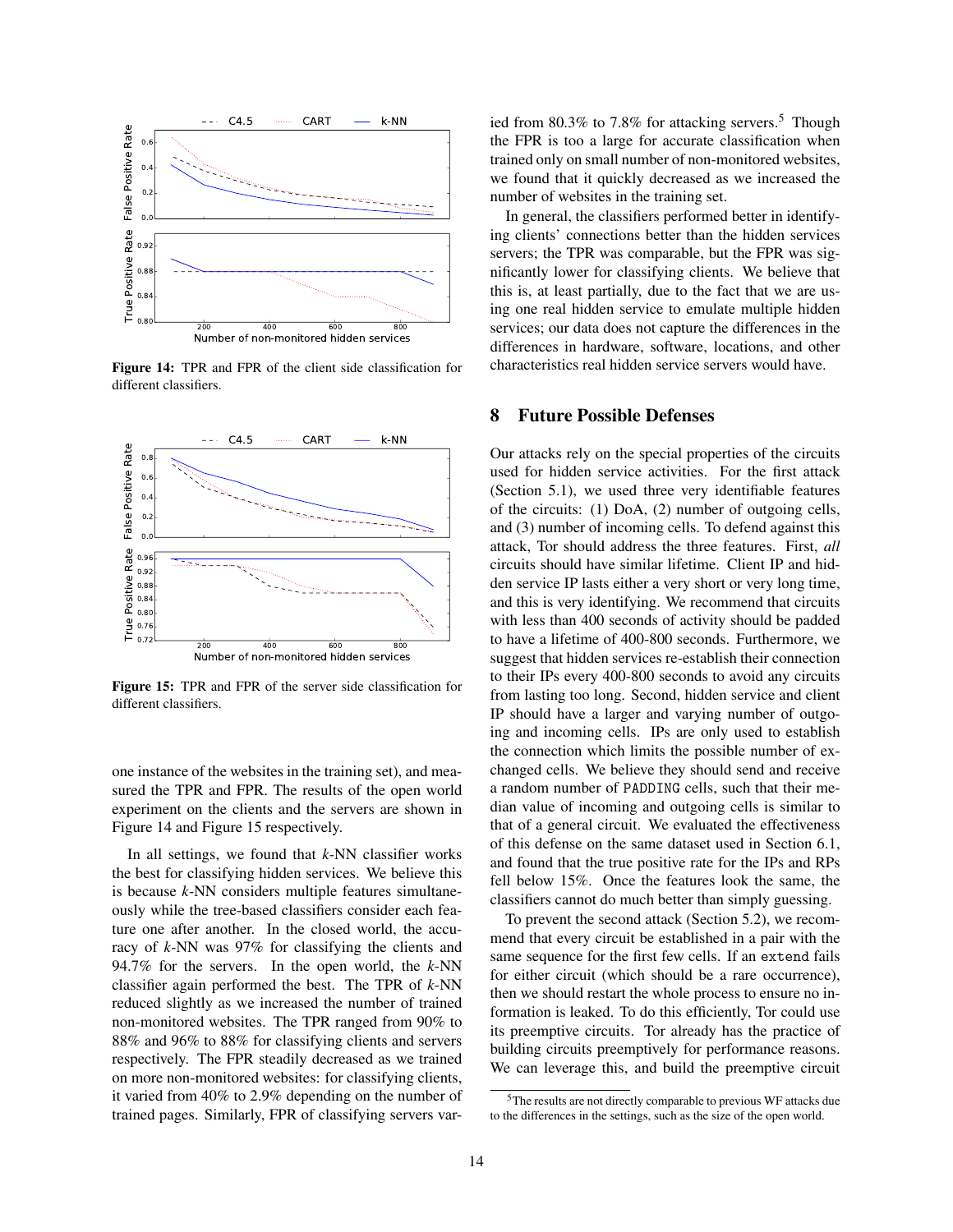C4.5 CART k-NN

False Positive Rate

0.6
0.4
0.2
0.0

True Positive Rate

0.92
0.88
0.84
0.80

200 400 600 800

Number of non-monitored hidden services

**Figure 14:** TPR and FPR of the client side classification for different classifiers.

C4.5 CART k-NN

False Positive Rate

0.8
0.6
0.4
0.2
0.0

True Positive Rate

0.96
0.92
0.88
0.84
0.80
0.76
0.72

200 400 600 800

Number of non-monitored hidden services

**Figure 15:** TPR and FPR of the server side classification for different classifiers.

one instance of the websites in the training set), and measured the TPR and FPR. The results of the open world experiment on the clients and the servers are shown in Figure 14 and Figure 15 respectively.

In all settings, we found that *k*-NN classifier works the best for classifying hidden services. We believe this is because *k*-NN considers multiple features simultaneously while the tree-based classifiers consider each feature one after another. In the closed world, the accuracy of *k*-NN was 97% for classifying the clients and 94.7% for the servers. In the open world, the *k*-NN classifier again performed the best. The TPR of *k*-NN reduced slightly as we increased the number of trained non-monitored websites. The TPR ranged from 90% to 88% and 96% to 88% for classifying clients and servers respectively. The FPR steadily decreased as we trained on more non-monitored websites: for classifying clients, it varied from 40% to 2.9% depending on the number of trained pages. Similarly, FPR of classifying servers varied from 80.3% to 7.8% for attacking servers.[5] Though the FPR is too a large for accurate classification when trained only on small number of non-monitored websites, we found that it quickly decreased as we increased the number of websites in the training set.

In general, the classifiers performed better in identifying clients' connections better than the hidden services servers; the TPR was comparable, but the FPR was significantly lower for classifying clients. We believe that this is, at least partially, due to the fact that we are using one real hidden service to emulate multiple hidden services; our data does not capture the differences in the differences in hardware, software, locations, and other characteristics real hidden service servers would have.

## 8 Future Possible Defenses

Our attacks rely on the special properties of the circuits used for hidden service activities. For the first attack (Section 5.1), we used three very identifiable features of the circuits: (1) DoA, (2) number of outgoing cells, and (3) number of incoming cells. To defend against this attack, Tor should address the three features. First, *all* circuits should have similar lifetime. Client IP and hidden service IP lasts either a very short or very long time, and this is very identifying. We recommend that circuits with less than 400 seconds of activity should be padded to have a lifetime of 400-800 seconds. Furthermore, we suggest that hidden services re-establish their connection to their IPs every 400-800 seconds to avoid any circuits from lasting too long. Second, hidden service and client IP should have a larger and varying number of outgoing and incoming cells. IPs are only used to establish the connection which limits the possible number of exchanged cells. We believe they should send and receive a random number of `PADDING` cells, such that their median value of incoming and outgoing cells is similar to that of a general circuit. We evaluated the effectiveness of this defense on the same dataset used in Section 6.1, and found that the true positive rate for the IPs and RPs fell below 15%. Once the features look the same, the classifiers cannot do much better than simply guessing.

To prevent the second attack (Section 5.2), we recommend that every circuit be established in a pair with the same sequence for the first few cells. If an `extend` fails for either circuit (which should be a rare occurrence), then we should restart the whole process to ensure no information is leaked. To do this efficiently, Tor could use its preemptive circuits. Tor already has the practice of building circuits preemptively for performance reasons. We can leverage this, and build the preemptive circuit

[5] The results are not directly comparable to previous WF attacks due to the differences in the settings, such as the size of the open world.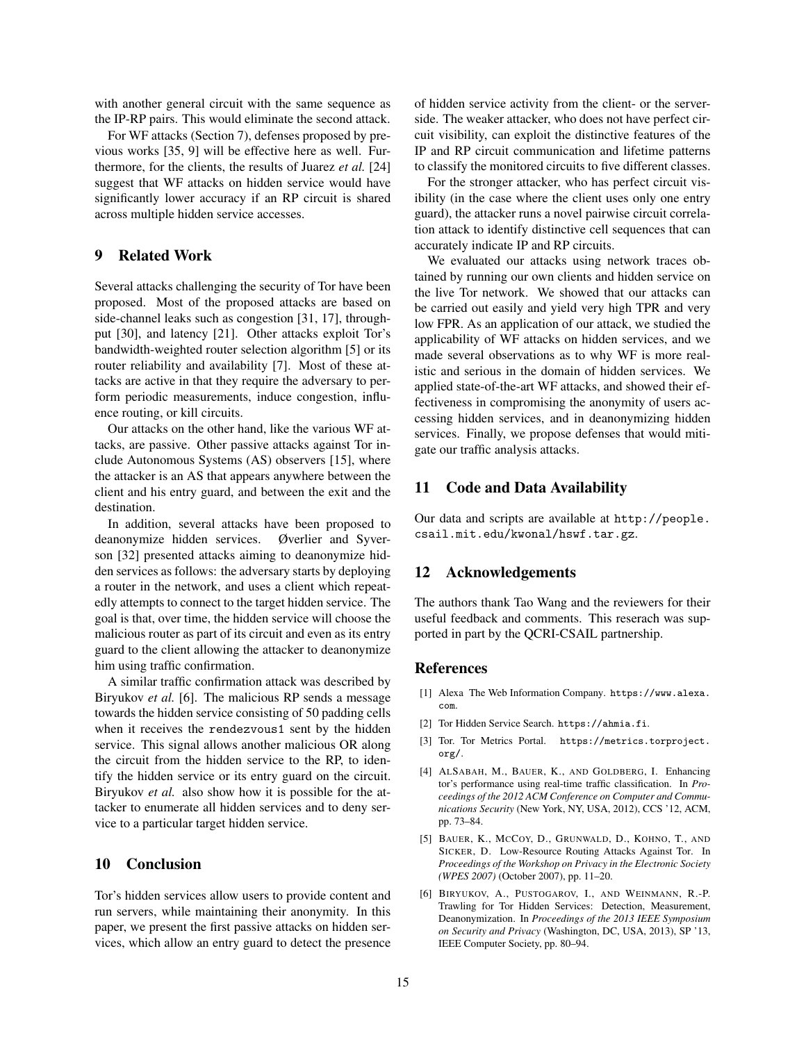with another general circuit with the same sequence as the IP-RP pairs. This would eliminate the second attack.

For WF attacks (Section 7), defenses proposed by previous works [35, 9] will be effective here as well. Furthermore, for the clients, the results of Juarez *et al.* [24] suggest that WF attacks on hidden service would have significantly lower accuracy if an RP circuit is shared across multiple hidden service accesses.

## 9 Related Work

Several attacks challenging the security of Tor have been proposed. Most of the proposed attacks are based on side-channel leaks such as congestion [31, 17], throughput [30], and latency [21]. Other attacks exploit Tor's bandwidth-weighted router selection algorithm [5] or its router reliability and availability [7]. Most of these attacks are active in that they require the adversary to perform periodic measurements, induce congestion, influence routing, or kill circuits.

Our attacks on the other hand, like the various WF attacks, are passive. Other passive attacks against Tor include Autonomous Systems (AS) observers [15], where the attacker is an AS that appears anywhere between the client and his entry guard, and between the exit and the destination.

In addition, several attacks have been proposed to deanonymize hidden services. Øverlier and Syverson [32] presented attacks aiming to deanonymize hidden services as follows: the adversary starts by deploying a router in the network, and uses a client which repeatedly attempts to connect to the target hidden service. The goal is that, over time, the hidden service will choose the malicious router as part of its circuit and even as its entry guard to the client allowing the attacker to deanonymize him using traffic confirmation.

A similar traffic confirmation attack was described by Biryukov *et al.* [6]. The malicious RP sends a message towards the hidden service consisting of 50 padding cells when it receives the `rendezvous1` sent by the hidden service. This signal allows another malicious OR along the circuit from the hidden service to the RP, to identify the hidden service or its entry guard on the circuit. Biryukov *et al.* also show how it is possible for the attacker to enumerate all hidden services and to deny service to a particular target hidden service.

## 10 Conclusion

Tor's hidden services allow users to provide content and run servers, while maintaining their anonymity. In this paper, we present the first passive attacks on hidden services, which allow an entry guard to detect the presence of hidden service activity from the client- or the server-side. The weaker attacker, who does not have perfect circuit visibility, can exploit the distinctive features of the IP and RP circuit communication and lifetime patterns to classify the monitored circuits to five different classes.

For the stronger attacker, who has perfect circuit visibility (in the case where the client uses only one entry guard), the attacker runs a novel pairwise circuit correlation attack to identify distinctive cell sequences that can accurately indicate IP and RP circuits.

We evaluated our attacks using network traces obtained by running our own clients and hidden service on the live Tor network. We showed that our attacks can be carried out easily and yield very high TPR and very low FPR. As an application of our attack, we studied the applicability of WF attacks on hidden services, and we made several observations as to why WF is more realistic and serious in the domain of hidden services. We applied state-of-the-art WF attacks, and showed their effectiveness in compromising the anonymity of users accessing hidden services, and in deanonymizing hidden services. Finally, we propose defenses that would mitigate our traffic analysis attacks.

## 11 Code and Data Availability

Our data and scripts are available at `http://people.csail.mit.edu/kwonal/hswf.tar.gz`.

## 12 Acknowledgements

The authors thank Tao Wang and the reviewers for their useful feedback and comments. This reserach was supported in part by the QCRI-CSAIL partnership.

## References

[1] Alexa The Web Information Company. `https://www.alexa.com`.

[2] Tor Hidden Service Search. `https://ahmia.fi`.

[3] Tor. Tor Metrics Portal. `https://metrics.torproject.org/`.

[4] ALSABAH, M., BAUER, K., AND GOLDBERG, I. Enhancing tor's performance using real-time traffic classification. In *Proceedings of the 2012 ACM Conference on Computer and Communications Security* (New York, NY, USA, 2012), CCS '12, ACM, pp. 73–84.

[5] BAUER, K., MCCOY, D., GRUNWALD, D., KOHNO, T., AND SICKER, D. Low-Resource Routing Attacks Against Tor. In *Proceedings of the Workshop on Privacy in the Electronic Society (WPES 2007)* (October 2007), pp. 11–20.

[6] BIRYUKOV, A., PUSTOGAROV, I., AND WEINMANN, R.-P. Trawling for Tor Hidden Services: Detection, Measurement, Deanonymization. In *Proceedings of the 2013 IEEE Symposium on Security and Privacy* (Washington, DC, USA, 2013), SP '13, IEEE Computer Society, pp. 80–94.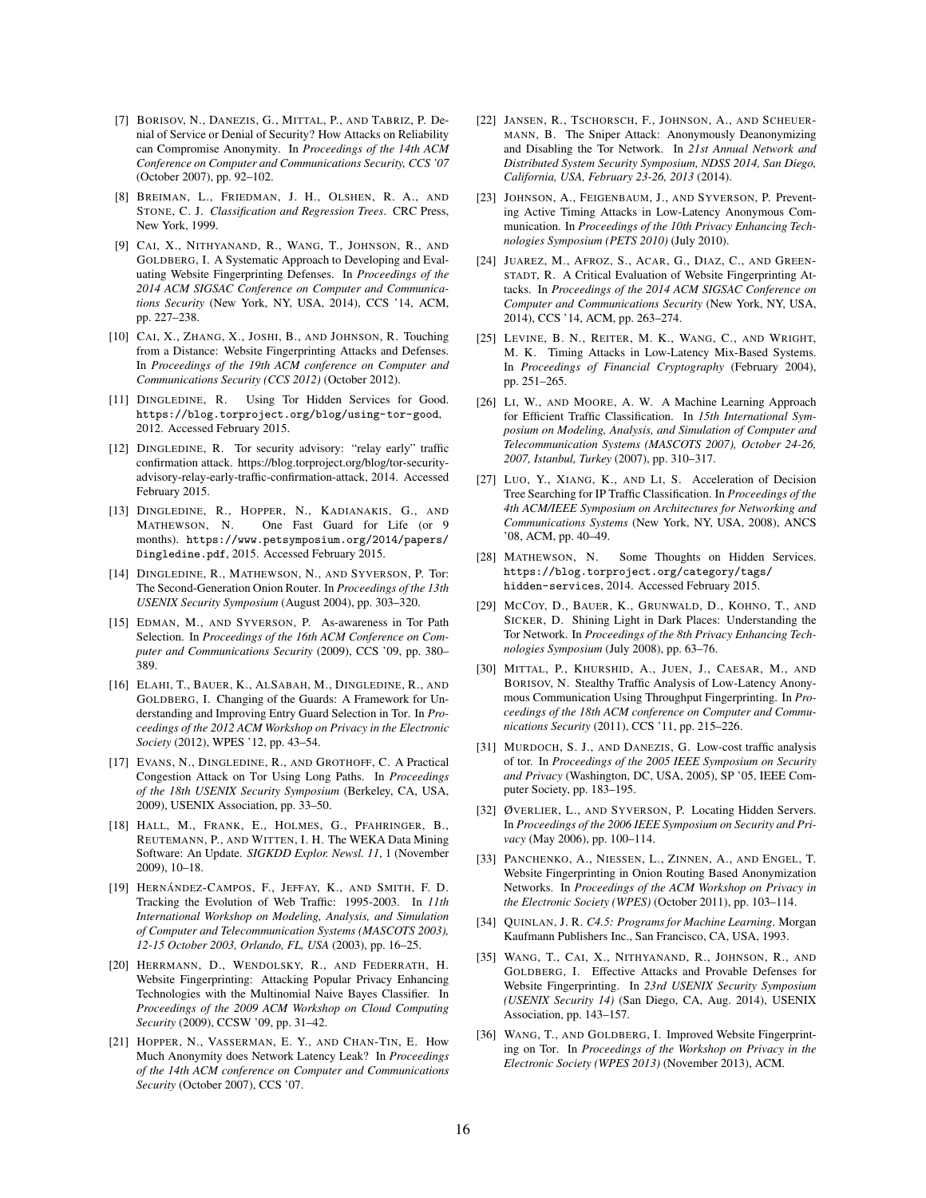[7] Borisov, N., Danezis, G., Mittal, P., and Tabriz, P. Denial of Service or Denial of Security? How Attacks on Reliability can Compromise Anonymity. In *Proceedings of the 14th ACM Conference on Computer and Communications Security, CCS '07* (October 2007), pp. 92–102.

[8] Breiman, L., Friedman, J. H., Olshen, R. A., and Stone, C. J. *Classification and Regression Trees*. CRC Press, New York, 1999.

[9] Cai, X., Nithyanand, R., Wang, T., Johnson, R., and Goldberg, I. A Systematic Approach to Developing and Evaluating Website Fingerprinting Defenses. In *Proceedings of the 2014 ACM SIGSAC Conference on Computer and Communications Security* (New York, NY, USA, 2014), CCS '14, ACM, pp. 227–238.

[10] Cai, X., Zhang, X., Joshi, B., and Johnson, R. Touching from a Distance: Website Fingerprinting Attacks and Defenses. In *Proceedings of the 19th ACM conference on Computer and Communications Security (CCS 2012)* (October 2012).

[11] Dingledine, R. Using Tor Hidden Services for Good. `https://blog.torproject.org/blog/using-tor-good`, 2012. Accessed February 2015.

[12] Dingledine, R. Tor security advisory: "relay early" traffic confirmation attack. https://blog.torproject.org/blog/tor-security-advisory-relay-early-traffic-confirmation-attack, 2014. Accessed February 2015.

[13] Dingledine, R., Hopper, N., Kadianakis, G., and Mathewson, N. One Fast Guard for Life (or 9 months). `https://www.petsymposium.org/2014/papers/Dingledine.pdf`, 2015. Accessed February 2015.

[14] Dingledine, R., Mathewson, N., and Syverson, P. Tor: The Second-Generation Onion Router. In *Proceedings of the 13th USENIX Security Symposium* (August 2004), pp. 303–320.

[15] Edman, M., and Syverson, P. As-awareness in Tor Path Selection. In *Proceedings of the 16th ACM Conference on Computer and Communications Security* (2009), CCS '09, pp. 380–389.

[16] Elahi, T., Bauer, K., AlSabah, M., Dingledine, R., and Goldberg, I. Changing of the Guards: A Framework for Understanding and Improving Entry Guard Selection in Tor. In *Proceedings of the 2012 ACM Workshop on Privacy in the Electronic Society* (2012), WPES '12, pp. 43–54.

[17] Evans, N., Dingledine, R., and Grothoff, C. A Practical Congestion Attack on Tor Using Long Paths. In *Proceedings of the 18th USENIX Security Symposium* (Berkeley, CA, USA, 2009), USENIX Association, pp. 33–50.

[18] Hall, M., Frank, E., Holmes, G., Pfahringer, B., Reutemann, P., and Witten, I. H. The WEKA Data Mining Software: An Update. *SIGKDD Explor. Newsl. 11*, 1 (November 2009), 10–18.

[19] Hernández-Campos, F., Jeffay, K., and Smith, F. D. Tracking the Evolution of Web Traffic: 1995-2003. In *11th International Workshop on Modeling, Analysis, and Simulation of Computer and Telecommunication Systems (MASCOTS 2003), 12-15 October 2003, Orlando, FL, USA* (2003), pp. 16–25.

[20] Herrmann, D., Wendolsky, R., and Federrath, H. Website Fingerprinting: Attacking Popular Privacy Enhancing Technologies with the Multinomial Naive Bayes Classifier. In *Proceedings of the 2009 ACM Workshop on Cloud Computing Security* (2009), CCSW '09, pp. 31–42.

[21] Hopper, N., Vasserman, E. Y., and Chan-Tin, E. How Much Anonymity does Network Latency Leak? In *Proceedings of the 14th ACM conference on Computer and Communications Security* (October 2007), CCS '07.

[22] Jansen, R., Tschorsch, F., Johnson, A., and Scheuermann, B. The Sniper Attack: Anonymously Deanonymizing and Disabling the Tor Network. In *21st Annual Network and Distributed System Security Symposium, NDSS 2014, San Diego, California, USA, February 23-26, 2013* (2014).

[23] Johnson, A., Feigenbaum, J., and Syverson, P. Preventing Active Timing Attacks in Low-Latency Anonymous Communication. In *Proceedings of the 10th Privacy Enhancing Technologies Symposium (PETS 2010)* (July 2010).

[24] Juarez, M., Afroz, S., Acar, G., Diaz, C., and Greenstadt, R. A Critical Evaluation of Website Fingerprinting Attacks. In *Proceedings of the 2014 ACM SIGSAC Conference on Computer and Communications Security* (New York, NY, USA, 2014), CCS '14, ACM, pp. 263–274.

[25] Levine, B. N., Reiter, M. K., Wang, C., and Wright, M. K. Timing Attacks in Low-Latency Mix-Based Systems. In *Proceedings of Financial Cryptography* (February 2004), pp. 251–265.

[26] Li, W., and Moore, A. W. A Machine Learning Approach for Efficient Traffic Classification. In *15th International Symposium on Modeling, Analysis, and Simulation of Computer and Telecommunication Systems (MASCOTS 2007), October 24-26, 2007, Istanbul, Turkey* (2007), pp. 310–317.

[27] Luo, Y., Xiang, K., and Li, S. Acceleration of Decision Tree Searching for IP Traffic Classification. In *Proceedings of the 4th ACM/IEEE Symposium on Architectures for Networking and Communications Systems* (New York, NY, USA, 2008), ANCS '08, ACM, pp. 40–49.

[28] Mathewson, N. Some Thoughts on Hidden Services. `https://blog.torproject.org/category/tags/hidden-services`, 2014. Accessed February 2015.

[29] McCoy, D., Bauer, K., Grunwald, D., Kohno, T., and Sicker, D. Shining Light in Dark Places: Understanding the Tor Network. In *Proceedings of the 8th Privacy Enhancing Technologies Symposium* (July 2008), pp. 63–76.

[30] Mittal, P., Khurshid, A., Juen, J., Caesar, M., and Borisov, N. Stealthy Traffic Analysis of Low-Latency Anonymous Communication Using Throughput Fingerprinting. In *Proceedings of the 18th ACM conference on Computer and Communications Security* (2011), CCS '11, pp. 215–226.

[31] Murdoch, S. J., and Danezis, G. Low-cost traffic analysis of tor. In *Proceedings of the 2005 IEEE Symposium on Security and Privacy* (Washington, DC, USA, 2005), SP '05, IEEE Computer Society, pp. 183–195.

[32] Øverlier, L., and Syverson, P. Locating Hidden Servers. In *Proceedings of the 2006 IEEE Symposium on Security and Privacy* (May 2006), pp. 100–114.

[33] Panchenko, A., Niessen, L., Zinnen, A., and Engel, T. Website Fingerprinting in Onion Routing Based Anonymization Networks. In *Proceedings of the ACM Workshop on Privacy in the Electronic Society (WPES)* (October 2011), pp. 103–114.

[34] Quinlan, J. R. *C4.5: Programs for Machine Learning*. Morgan Kaufmann Publishers Inc., San Francisco, CA, USA, 1993.

[35] Wang, T., Cai, X., Nithyanand, R., Johnson, R., and Goldberg, I. Effective Attacks and Provable Defenses for Website Fingerprinting. In *23rd USENIX Security Symposium (USENIX Security 14)* (San Diego, CA, Aug. 2014), USENIX Association, pp. 143–157.

[36] Wang, T., and Goldberg, I. Improved Website Fingerprinting on Tor. In *Proceedings of the Workshop on Privacy in the Electronic Society (WPES 2013)* (November 2013), ACM.